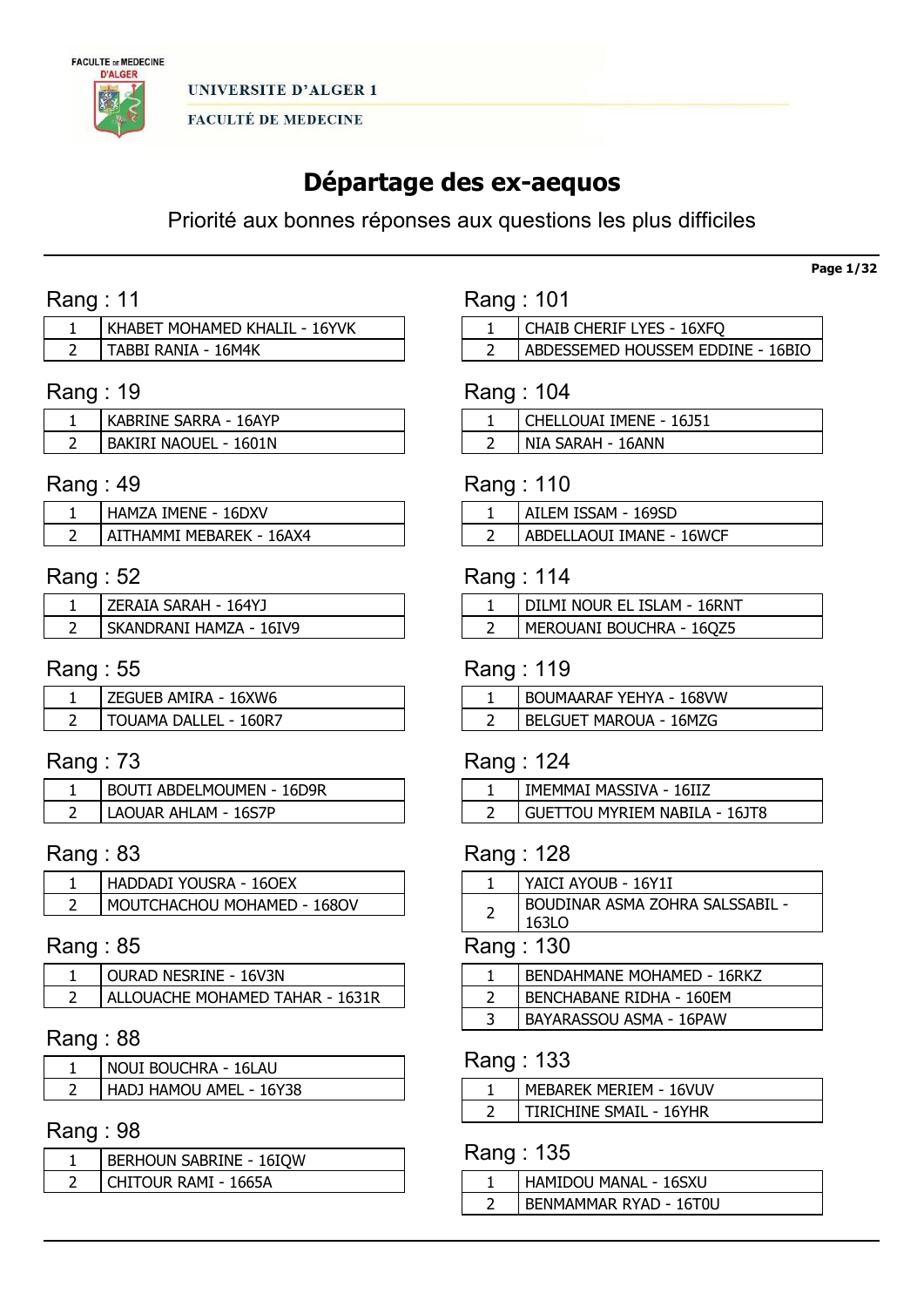UNIVERSITE D'ALGER 1

FACULTÉ DE MEDECINE

# Départage des ex-aequos

Priorité aux bonnes réponses aux questions les plus difficiles

## Rang : 11

| | |
|---|---|
| 1 | KHABET MOHAMED KHALIL - 16YVK |
| 2 | TABBI RANIA - 16M4K |

## Rang : 19

| | |
|---|---|
| 1 | KABRINE SARRA - 16AYP |
| 2 | BAKIRI NAOUEL - 1601N |

## Rang : 49

| | |
|---|---|
| 1 | HAMZA IMENE - 16DXV |
| 2 | AITHAMMI MEBAREK - 16AX4 |

## Rang : 52

| | |
|---|---|
| 1 | ZERAIA SARAH - 164YJ |
| 2 | SKANDRANI HAMZA - 16IV9 |

## Rang : 55

| | |
|---|---|
| 1 | ZEGUEB AMIRA - 16XW6 |
| 2 | TOUAMA DALLEL - 160R7 |

## Rang : 73

| | |
|---|---|
| 1 | BOUTI ABDELMOUMEN - 16D9R |
| 2 | LAOUAR AHLAM - 16S7P |

## Rang : 83

| | |
|---|---|
| 1 | HADDADI YOUSRA - 16OEX |
| 2 | MOUTCHACHOU MOHAMED - 168OV |

## Rang : 85

| | |
|---|---|
| 1 | OURAD NESRINE - 16V3N |
| 2 | ALLOUACHE MOHAMED TAHAR - 1631R |

## Rang : 88

| | |
|---|---|
| 1 | NOUI BOUCHRA - 16LAU |
| 2 | HADJ HAMOU AMEL - 16Y38 |

## Rang : 98

| | |
|---|---|
| 1 | BERHOUN SABRINE - 16IQW |
| 2 | CHITOUR RAMI - 1665A |

## Rang : 101

| | |
|---|---|
| 1 | CHAIB CHERIF LYES - 16XFQ |
| 2 | ABDESSEMED HOUSSEM EDDINE - 16BIO |

## Rang : 104

| | |
|---|---|
| 1 | CHELLOUAI IMENE - 16J51 |
| 2 | NIA SARAH - 16ANN |

## Rang : 110

| | |
|---|---|
| 1 | AILEM ISSAM - 169SD |
| 2 | ABDELLAOUI IMANE - 16WCF |

## Rang : 114

| | |
|---|---|
| 1 | DILMI NOUR EL ISLAM - 16RNT |
| 2 | MEROUANI BOUCHRA - 16QZ5 |

## Rang : 119

| | |
|---|---|
| 1 | BOUMAARAF YEHYA - 168VW |
| 2 | BELGUET MAROUA - 16MZG |

## Rang : 124

| | |
|---|---|
| 1 | IMEMMAI MASSIVA - 16IIZ |
| 2 | GUETTOU MYRIEM NABILA - 16JT8 |

## Rang : 128

| | |
|---|---|
| 1 | YAICI AYOUB - 16Y1I |
| 2 | BOUDINAR ASMA ZOHRA SALSSABIL - 163LO |

## Rang : 130

| | |
|---|---|
| 1 | BENDAHMANE MOHAMED - 16RKZ |
| 2 | BENCHABANE RIDHA - 160EM |
| 3 | BAYARASSOU ASMA - 16PAW |

## Rang : 133

| | |
|---|---|
| 1 | MEBAREK MERIEM - 16VUV |
| 2 | TIRICHINE SMAIL - 16YHR |

## Rang : 135

| | |
|---|---|
| 1 | HAMIDOU MANAL - 16SXU |
| 2 | BENMAMMAR RYAD - 16T0U |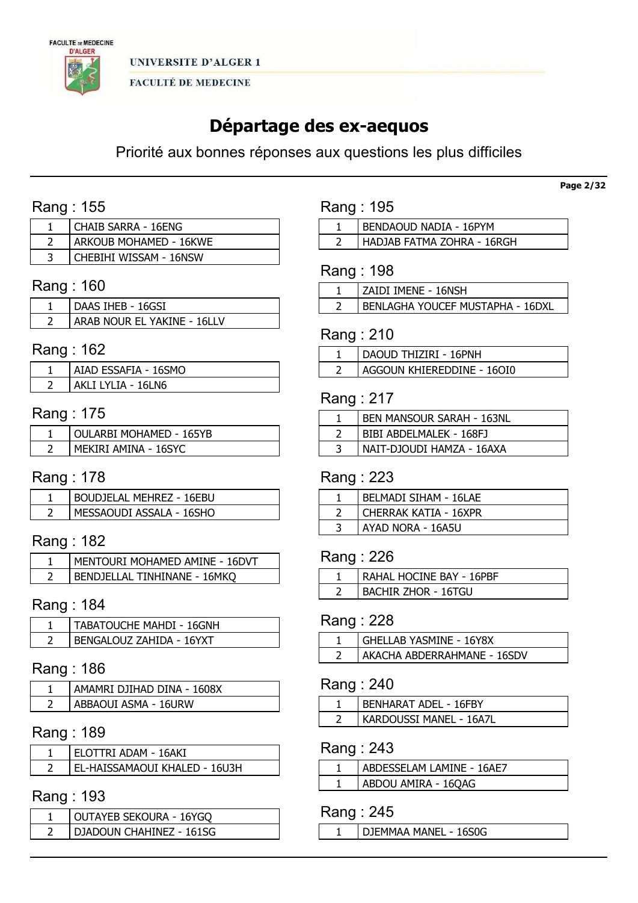# Départage des ex-aequos

Priorité aux bonnes réponses aux questions les plus difficiles

## Rang : 155

| | |
|---|---|
| 1 | CHAIB SARRA - 16ENG |
| 2 | ARKOUB MOHAMED - 16KWE |
| 3 | CHEBIHI WISSAM - 16NSW |

## Rang : 160

| | |
|---|---|
| 1 | DAAS IHEB - 16GSI |
| 2 | ARAB NOUR EL YAKINE - 16LLV |

## Rang : 162

| | |
|---|---|
| 1 | AIAD ESSAFIA - 16SMO |
| 2 | AKLI LYLIA - 16LN6 |

## Rang : 175

| | |
|---|---|
| 1 | OULARBI MOHAMED - 165YB |
| 2 | MEKIRI AMINA - 16SYC |

## Rang : 178

| | |
|---|---|
| 1 | BOUDJELAL MEHREZ - 16EBU |
| 2 | MESSAOUDI ASSALA - 16SHO |

## Rang : 182

| | |
|---|---|
| 1 | MENTOURI MOHAMED AMINE - 16DVT |
| 2 | BENDJELLAL TINHINANE - 16MKQ |

## Rang : 184

| | |
|---|---|
| 1 | TABATOUCHE MAHDI - 16GNH |
| 2 | BENGALOUZ ZAHIDA - 16YXT |

## Rang : 186

| | |
|---|---|
| 1 | AMAMRI DJIHAD DINA - 1608X |
| 2 | ABBAOUI ASMA - 16URW |

## Rang : 189

| | |
|---|---|
| 1 | ELOTTRI ADAM - 16AKI |
| 2 | EL-HAISSAMAOUI KHALED - 16U3H |

## Rang : 193

| | |
|---|---|
| 1 | OUTAYEB SEKOURA - 16YGQ |
| 2 | DJADOUN CHAHINEZ - 161SG |

## Rang : 195

| | |
|---|---|
| 1 | BENDAOUD NADIA - 16PYM |
| 2 | HADJAB FATMA ZOHRA - 16RGH |

## Rang : 198

| | |
|---|---|
| 1 | ZAIDI IMENE - 16NSH |
| 2 | BENLAGHA YOUCEF MUSTAPHA - 16DXL |

## Rang : 210

| | |
|---|---|
| 1 | DAOUD THIZIRI - 16PNH |
| 2 | AGGOUN KHIEREDDINE - 16OI0 |

## Rang : 217

| | |
|---|---|
| 1 | BEN MANSOUR SARAH - 163NL |
| 2 | BIBI ABDELMALEK - 168FJ |
| 3 | NAIT-DJOUDI HAMZA - 16AXA |

## Rang : 223

| | |
|---|---|
| 1 | BELMADI SIHAM - 16LAE |
| 2 | CHERRAK KATIA - 16XPR |
| 3 | AYAD NORA - 16A5U |

## Rang : 226

| | |
|---|---|
| 1 | RAHAL HOCINE BAY - 16PBF |
| 2 | BACHIR ZHOR - 16TGU |

## Rang : 228

| | |
|---|---|
| 1 | GHELLAB YASMINE - 16Y8X |
| 2 | AKACHA ABDERRAHMANE - 16SDV |

## Rang : 240

| | |
|---|---|
| 1 | BENHARAT ADEL - 16FBY |
| 2 | KARDOUSSI MANEL - 16A7L |

## Rang : 243

| | |
|---|---|
| 1 | ABDESSELAM LAMINE - 16AE7 |
| 1 | ABDOU AMIRA - 16QAG |

## Rang : 245

| | |
|---|---|
| 1 | DJEMMAA MANEL - 16S0G |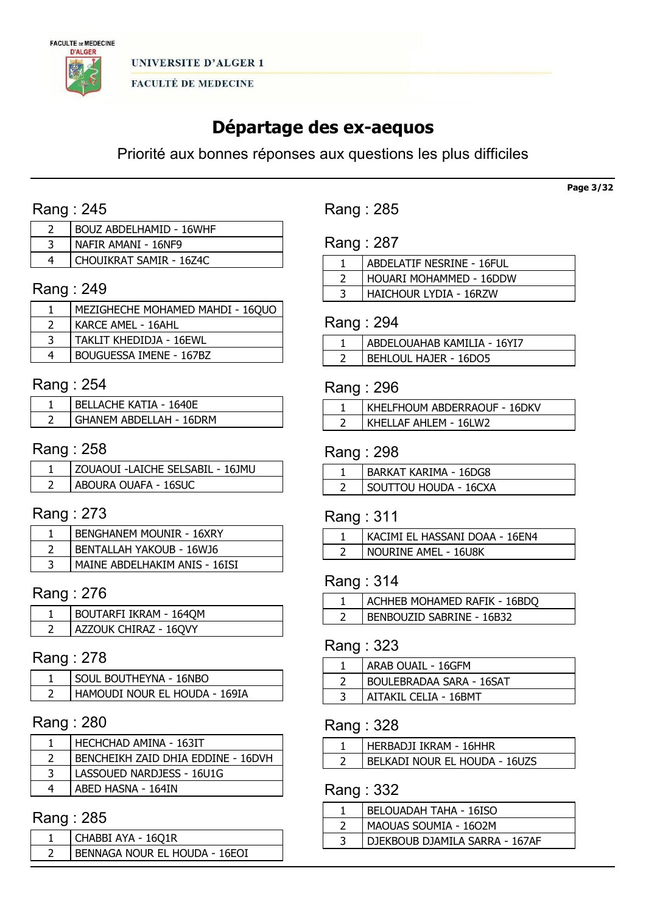# Départage des ex-aequos

Priorité aux bonnes réponses aux questions les plus difficiles

## Rang : 245

| | |
|---|---|
| 2 | BOUZ ABDELHAMID - 16WHF |
| 3 | NAFIR AMANI - 16NF9 |
| 4 | CHOUIKRAT SAMIR - 16Z4C |

## Rang : 249

| | |
|---|---|
| 1 | MEZIGHECHE MOHAMED MAHDI - 16QUO |
| 2 | KARCE AMEL - 16AHL |
| 3 | TAKLIT KHEDIDJA - 16EWL |
| 4 | BOUGUESSA IMENE - 167BZ |

## Rang : 254

| | |
|---|---|
| 1 | BELLACHE KATIA - 1640E |
| 2 | GHANEM ABDELLAH - 16DRM |

## Rang : 258

| | |
|---|---|
| 1 | ZOUAOUI -LAICHE SELSABIL - 16JMU |
| 2 | ABOURA OUAFA - 16SUC |

## Rang : 273

| | |
|---|---|
| 1 | BENGHANEM MOUNIR - 16XRY |
| 2 | BENTALLAH YAKOUB - 16WJ6 |
| 3 | MAINE ABDELHAKIM ANIS - 16ISI |

## Rang : 276

| | |
|---|---|
| 1 | BOUTARFI IKRAM - 164QM |
| 2 | AZZOUK CHIRAZ - 16QVY |

## Rang : 278

| | |
|---|---|
| 1 | SOUL BOUTHEYNA - 16NBO |
| 2 | HAMOUDI NOUR EL HOUDA - 169IA |

## Rang : 280

| | |
|---|---|
| 1 | HECHCHAD AMINA - 163IT |
| 2 | BENCHEIKH ZAID DHIA EDDINE - 16DVH |
| 3 | LASSOUED NARDJESS - 16U1G |
| 4 | ABED HASNA - 164IN |

## Rang : 285

| | |
|---|---|
| 1 | CHABBI AYA - 16Q1R |
| 2 | BENNAGA NOUR EL HOUDA - 16EOI |

## Rang : 287

| | |
|---|---|
| 1 | ABDELATIF NESRINE - 16FUL |
| 2 | HOUARI MOHAMMED - 16DDW |
| 3 | HAICHOUR LYDIA - 16RZW |

## Rang : 294

| | |
|---|---|
| 1 | ABDELOUAHAB KAMILIA - 16YI7 |
| 2 | BEHLOUL HAJER - 16DO5 |

## Rang : 296

| | |
|---|---|
| 1 | KHELFHOUM ABDERRAOUF - 16DKV |
| 2 | KHELLAF AHLEM - 16LW2 |

## Rang : 298

| | |
|---|---|
| 1 | BARKAT KARIMA - 16DG8 |
| 2 | SOUTTOU HOUDA - 16CXA |

## Rang : 311

| | |
|---|---|
| 1 | KACIMI EL HASSANI DOAA - 16EN4 |
| 2 | NOURINE AMEL - 16U8K |

## Rang : 314

| | |
|---|---|
| 1 | ACHHEB MOHAMED RAFIK - 16BDQ |
| 2 | BENBOUZID SABRINE - 16B32 |

## Rang : 323

| | |
|---|---|
| 1 | ARAB OUAIL - 16GFM |
| 2 | BOULEBRADAA SARA - 16SAT |
| 3 | AITAKIL CELIA - 16BMT |

## Rang : 328

| | |
|---|---|
| 1 | HERBADJI IKRAM - 16HHR |
| 2 | BELKADI NOUR EL HOUDA - 16UZS |

## Rang : 332

| | |
|---|---|
| 1 | BELOUADAH TAHA - 16ISO |
| 2 | MAOUAS SOUMIA - 16O2M |
| 3 | DJEKBOUB DJAMILA SARRA - 167AF |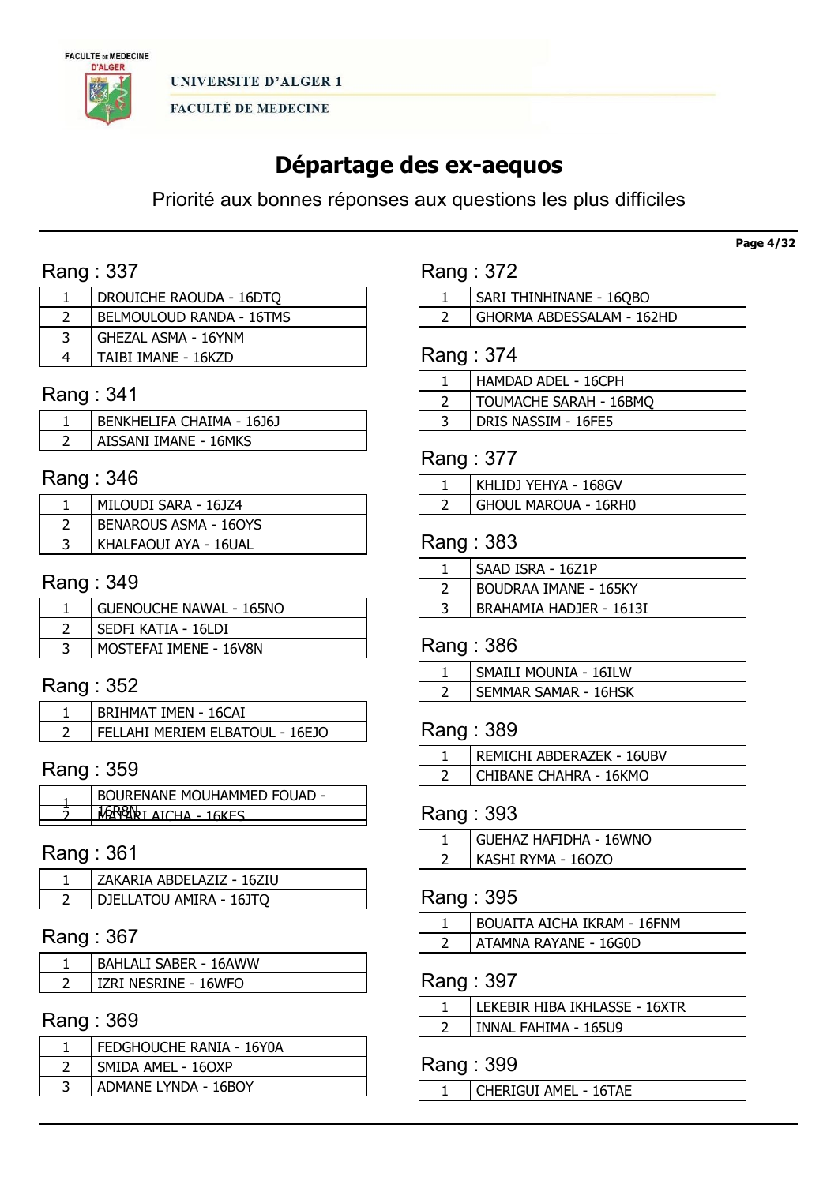UNIVERSITE D'ALGER 1

FACULTÉ DE MEDECINE

# Départage des ex-aequos

Priorité aux bonnes réponses aux questions les plus difficiles

## Rang : 337

| | |
|---|---|
| 1 | DROUICHE RAOUDA - 16DTQ |
| 2 | BELMOULOUD RANDA - 16TMS |
| 3 | GHEZAL ASMA - 16YNM |
| 4 | TAIBI IMANE - 16KZD |

## Rang : 341

| | |
|---|---|
| 1 | BENKHELIFA CHAIMA - 16J6J |
| 2 | AISSANI IMANE - 16MKS |

## Rang : 346

| | |
|---|---|
| 1 | MILOUDI SARA - 16JZ4 |
| 2 | BENAROUS ASMA - 16OYS |
| 3 | KHALFAOUI AYA - 16UAL |

## Rang : 349

| | |
|---|---|
| 1 | GUENOUCHE NAWAL - 165NO |
| 2 | SEDFI KATIA - 16LDI |
| 3 | MOSTEFAI IMENE - 16V8N |

## Rang : 352

| | |
|---|---|
| 1 | BRIHMAT IMEN - 16CAI |
| 2 | FELLAHI MERIEM ELBATOUL - 16EJO |

## Rang : 359

| | |
|---|---|
| 1 | BOURENANE MOUHAMMED FOUAD - 16R8N |
| 2 | MATARI AICHA - 16KES |

## Rang : 361

| | |
|---|---|
| 1 | ZAKARIA ABDELAZIZ - 16ZIU |
| 2 | DJELLATOU AMIRA - 16JTQ |

## Rang : 367

| | |
|---|---|
| 1 | BAHLALI SABER - 16AWW |
| 2 | IZRI NESRINE - 16WFO |

## Rang : 369

| | |
|---|---|
| 1 | FEDGHOUCHE RANIA - 16Y0A |
| 2 | SMIDA AMEL - 16OXP |
| 3 | ADMANE LYNDA - 16BOY |

## Rang : 372

| | |
|---|---|
| 1 | SARI THINHINANE - 16QBO |
| 2 | GHORMA ABDESSALAM - 162HD |

## Rang : 374

| | |
|---|---|
| 1 | HAMDAD ADEL - 16CPH |
| 2 | TOUMACHE SARAH - 16BMQ |
| 3 | DRIS NASSIM - 16FE5 |

## Rang : 377

| | |
|---|---|
| 1 | KHLIDJ YEHYA - 168GV |
| 2 | GHOUL MAROUA - 16RH0 |

## Rang : 383

| | |
|---|---|
| 1 | SAAD ISRA - 16Z1P |
| 2 | BOUDRAA IMANE - 165KY |
| 3 | BRAHAMIA HADJER - 1613I |

## Rang : 386

| | |
|---|---|
| 1 | SMAILI MOUNIA - 16ILW |
| 2 | SEMMAR SAMAR - 16HSK |

## Rang : 389

| | |
|---|---|
| 1 | REMICHI ABDERAZEK - 16UBV |
| 2 | CHIBANE CHAHRA - 16KMO |

## Rang : 393

| | |
|---|---|
| 1 | GUEHAZ HAFIDHA - 16WNO |
| 2 | KASHI RYMA - 16OZO |

## Rang : 395

| | |
|---|---|
| 1 | BOUAITA AICHA IKRAM - 16FNM |
| 2 | ATAMNA RAYANE - 16G0D |

## Rang : 397

| | |
|---|---|
| 1 | LEKEBIR HIBA IKHLASSE - 16XTR |
| 2 | INNAL FAHIMA - 165U9 |

## Rang : 399

| | |
|---|---|
| 1 | CHERIGUI AMEL - 16TAE |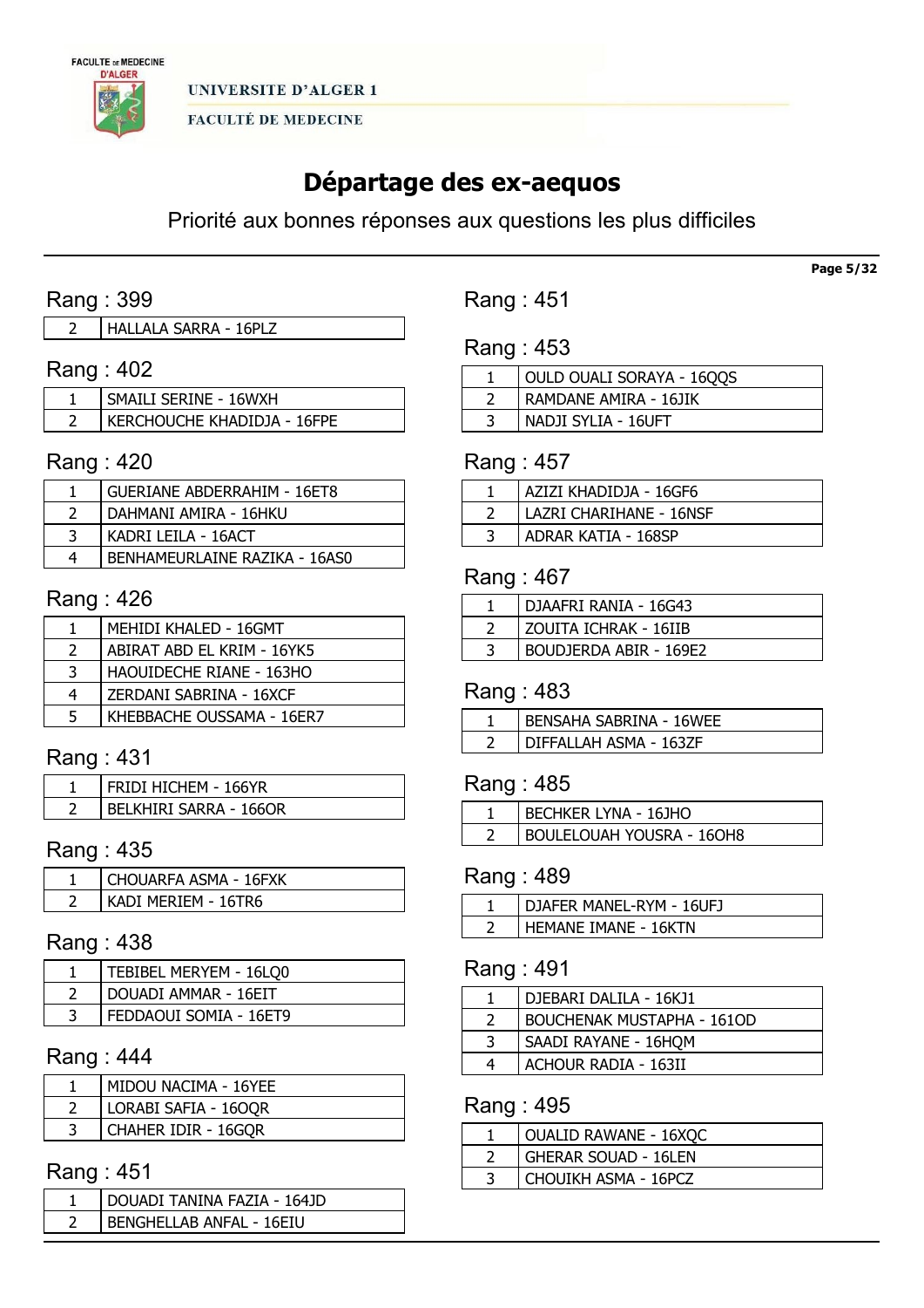# Départage des ex-aequos

Priorité aux bonnes réponses aux questions les plus difficiles

## Rang : 399

| | |
|---|---|
| 2 | HALLALA SARRA - 16PLZ |

## Rang : 402

| | |
|---|---|
| 1 | SMAILI SERINE - 16WXH |
| 2 | KERCHOUCHE KHADIDJA - 16FPE |

## Rang : 420

| | |
|---|---|
| 1 | GUERIANE ABDERRAHIM - 16ET8 |
| 2 | DAHMANI AMIRA - 16HKU |
| 3 | KADRI LEILA - 16ACT |
| 4 | BENHAMEURLAINE RAZIKA - 16AS0 |

## Rang : 426

| | |
|---|---|
| 1 | MEHIDI KHALED - 16GMT |
| 2 | ABIRAT ABD EL KRIM - 16YK5 |
| 3 | HAOUIDECHE RIANE - 163HO |
| 4 | ZERDANI SABRINA - 16XCF |
| 5 | KHEBBACHE OUSSAMA - 16ER7 |

## Rang : 431

| | |
|---|---|
| 1 | FRIDI HICHEM - 166YR |
| 2 | BELKHIRI SARRA - 166OR |

## Rang : 435

| | |
|---|---|
| 1 | CHOUARFA ASMA - 16FXK |
| 2 | KADI MERIEM - 16TR6 |

## Rang : 438

| | |
|---|---|
| 1 | TEBIBEL MERYEM - 16LQ0 |
| 2 | DOUADI AMMAR - 16EIT |
| 3 | FEDDAOUI SOMIA - 16ET9 |

## Rang : 444

| | |
|---|---|
| 1 | MIDOU NACIMA - 16YEE |
| 2 | LORABI SAFIA - 16OQR |
| 3 | CHAHER IDIR - 16GQR |

## Rang : 451

| | |
|---|---|
| 1 | DOUADI TANINA FAZIA - 164JD |
| 2 | BENGHELLAB ANFAL - 16EIU |

## Rang : 453

| | |
|---|---|
| 1 | OULD OUALI SORAYA - 16QQS |
| 2 | RAMDANE AMIRA - 16JIK |
| 3 | NADJI SYLIA - 16UFT |

## Rang : 457

| | |
|---|---|
| 1 | AZIZI KHADIDJA - 16GF6 |
| 2 | LAZRI CHARIHANE - 16NSF |
| 3 | ADRAR KATIA - 168SP |

## Rang : 467

| | |
|---|---|
| 1 | DJAAFRI RANIA - 16G43 |
| 2 | ZOUITA ICHRAK - 16IIB |
| 3 | BOUDJERDA ABIR - 169E2 |

## Rang : 483

| | |
|---|---|
| 1 | BENSAHA SABRINA - 16WEE |
| 2 | DIFFALLAH ASMA - 163ZF |

## Rang : 485

| | |
|---|---|
| 1 | BECHKER LYNA - 16JHO |
| 2 | BOULELOUAH YOUSRA - 16OH8 |

## Rang : 489

| | |
|---|---|
| 1 | DJAFER MANEL-RYM - 16UFJ |
| 2 | HEMANE IMANE - 16KTN |

## Rang : 491

| | |
|---|---|
| 1 | DJEBARI DALILA - 16KJ1 |
| 2 | BOUCHENAK MUSTAPHA - 161OD |
| 3 | SAADI RAYANE - 16HQM |
| 4 | ACHOUR RADIA - 163II |

## Rang : 495

| | |
|---|---|
| 1 | OUALID RAWANE - 16XQC |
| 2 | GHERAR SOUAD - 16LEN |
| 3 | CHOUIKH ASMA - 16PCZ |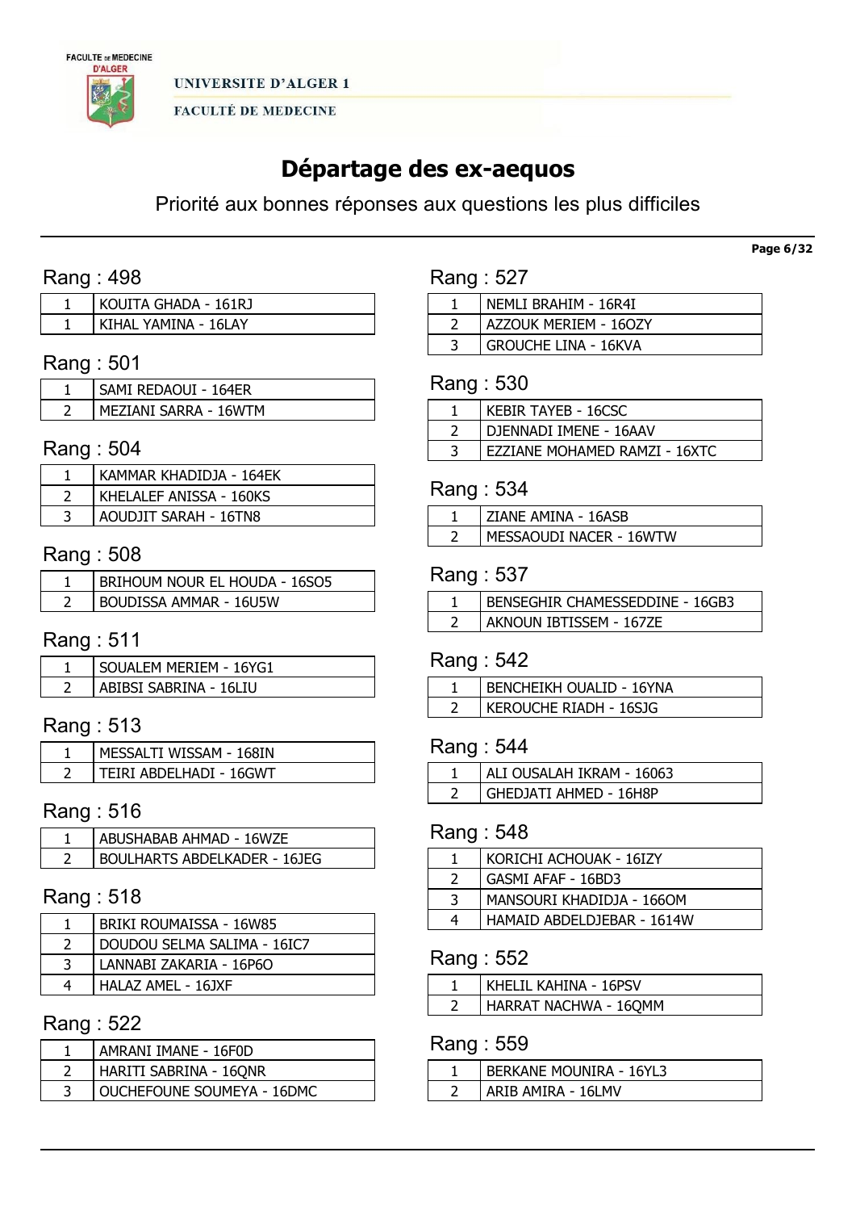UNIVERSITE D'ALGER 1

FACULTÉ DE MEDECINE

# Départage des ex-aequos

Priorité aux bonnes réponses aux questions les plus difficiles

## Rang : 498

| | |
|---|---|
| 1 | KOUITA GHADA - 161RJ |
| 1 | KIHAL YAMINA - 16LAY |

## Rang : 501

| | |
|---|---|
| 1 | SAMI REDAOUI - 164ER |
| 2 | MEZIANI SARRA - 16WTM |

## Rang : 504

| | |
|---|---|
| 1 | KAMMAR KHADIDJA - 164EK |
| 2 | KHELALEF ANISSA - 160KS |
| 3 | AOUDJIT SARAH - 16TN8 |

## Rang : 508

| | |
|---|---|
| 1 | BRIHOUM NOUR EL HOUDA - 16SO5 |
| 2 | BOUDISSA AMMAR - 16U5W |

## Rang : 511

| | |
|---|---|
| 1 | SOUALEM MERIEM - 16YG1 |
| 2 | ABIBSI SABRINA - 16LIU |

## Rang : 513

| | |
|---|---|
| 1 | MESSALTI WISSAM - 168IN |
| 2 | TEIRI ABDELHADI - 16GWT |

## Rang : 516

| | |
|---|---|
| 1 | ABUSHABAB AHMAD - 16WZE |
| 2 | BOULHARTS ABDELKADER - 16JEG |

## Rang : 518

| | |
|---|---|
| 1 | BRIKI ROUMAISSA - 16W85 |
| 2 | DOUDOU SELMA SALIMA - 16IC7 |
| 3 | LANNABI ZAKARIA - 16P6O |
| 4 | HALAZ AMEL - 16JXF |

## Rang : 522

| | |
|---|---|
| 1 | AMRANI IMANE - 16F0D |
| 2 | HARITI SABRINA - 16QNR |
| 3 | OUCHEFOUNE SOUMEYA - 16DMC |

## Rang : 527

| | |
|---|---|
| 1 | NEMLI BRAHIM - 16R4I |
| 2 | AZZOUK MERIEM - 16OZY |
| 3 | GROUCHE LINA - 16KVA |

## Rang : 530

| | |
|---|---|
| 1 | KEBIR TAYEB - 16CSC |
| 2 | DJENNADI IMENE - 16AAV |
| 3 | EZZIANE MOHAMED RAMZI - 16XTC |

## Rang : 534

| | |
|---|---|
| 1 | ZIANE AMINA - 16ASB |
| 2 | MESSAOUDI NACER - 16WTW |

## Rang : 537

| | |
|---|---|
| 1 | BENSEGHIR CHAMESSEDDINE - 16GB3 |
| 2 | AKNOUN IBTISSEM - 167ZE |

## Rang : 542

| | |
|---|---|
| 1 | BENCHEIKH OUALID - 16YNA |
| 2 | KEROUCHE RIADH - 16SJG |

## Rang : 544

| | |
|---|---|
| 1 | ALI OUSALAH IKRAM - 16063 |
| 2 | GHEDJATI AHMED - 16H8P |

## Rang : 548

| | |
|---|---|
| 1 | KORICHI ACHOUAK - 16IZY |
| 2 | GASMI AFAF - 16BD3 |
| 3 | MANSOURI KHADIDJA - 166OM |
| 4 | HAMAID ABDELDJEBAR - 1614W |

## Rang : 552

| | |
|---|---|
| 1 | KHELIL KAHINA - 16PSV |
| 2 | HARRAT NACHWA - 16QMM |

## Rang : 559

| | |
|---|---|
| 1 | BERKANE MOUNIRA - 16YL3 |
| 2 | ARIB AMIRA - 16LMV |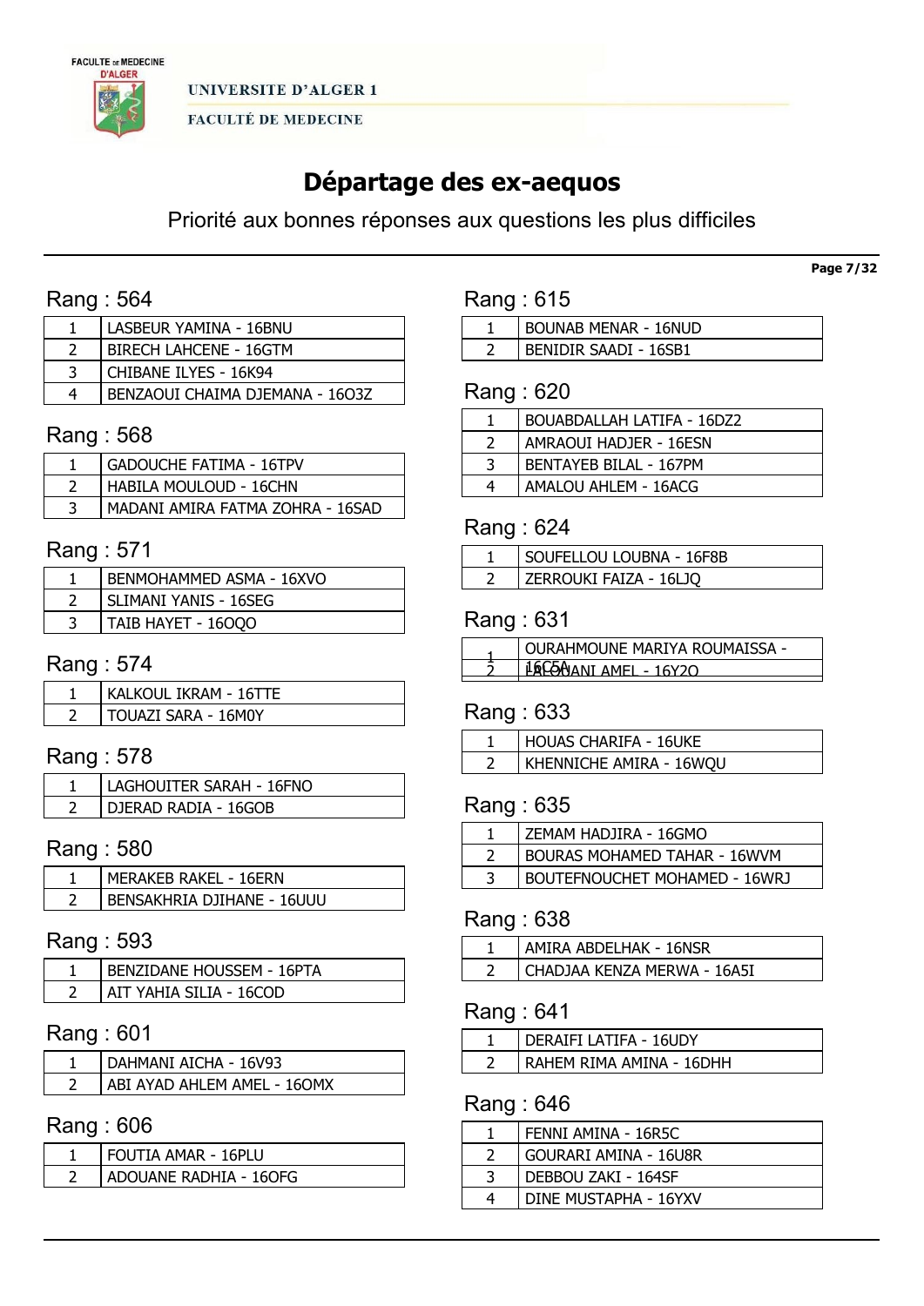# Départage des ex-aequos

Priorité aux bonnes réponses aux questions les plus difficiles

## Rang : 564

| | |
|---|---|
| 1 | LASBEUR YAMINA - 16BNU |
| 2 | BIRECH LAHCENE - 16GTM |
| 3 | CHIBANE ILYES - 16K94 |
| 4 | BENZAOUI CHAIMA DJEMANA - 16O3Z |

## Rang : 568

| | |
|---|---|
| 1 | GADOUCHE FATIMA - 16TPV |
| 2 | HABILA MOULOUD - 16CHN |
| 3 | MADANI AMIRA FATMA ZOHRA - 16SAD |

## Rang : 571

| | |
|---|---|
| 1 | BENMOHAMMED ASMA - 16XVO |
| 2 | SLIMANI YANIS - 16SEG |
| 3 | TAIB HAYET - 16OQO |

## Rang : 574

| | |
|---|---|
| 1 | KALKOUL IKRAM - 16TTE |
| 2 | TOUAZI SARA - 16M0Y |

## Rang : 578

| | |
|---|---|
| 1 | LAGHOUITER SARAH - 16FNO |
| 2 | DJERAD RADIA - 16GOB |

## Rang : 580

| | |
|---|---|
| 1 | MERAKEB RAKEL - 16ERN |
| 2 | BENSAKHRIA DJIHANE - 16UUU |

## Rang : 593

| | |
|---|---|
| 1 | BENZIDANE HOUSSEM - 16PTA |
| 2 | AIT YAHIA SILIA - 16COD |

## Rang : 601

| | |
|---|---|
| 1 | DAHMANI AICHA - 16V93 |
| 2 | ABI AYAD AHLEM AMEL - 16OMX |

## Rang : 606

| | |
|---|---|
| 1 | FOUTIA AMAR - 16PLU |
| 2 | ADOUANE RADHIA - 16OFG |

## Rang : 615

| | |
|---|---|
| 1 | BOUNAB MENAR - 16NUD |
| 2 | BENIDIR SAADI - 16SB1 |

## Rang : 620

| | |
|---|---|
| 1 | BOUABDALLAH LATIFA - 16DZ2 |
| 2 | AMRAOUI HADJER - 16ESN |
| 3 | BENTAYEB BILAL - 167PM |
| 4 | AMALOU AHLEM - 16ACG |

## Rang : 624

| | |
|---|---|
| 1 | SOUFELLOU LOUBNA - 16F8B |
| 2 | ZERROUKI FAIZA - 16LJQ |

## Rang : 631

| | |
|---|---|
| 1 | OURAHMOUNE MARIYA ROUMAISSA - 16C5A |
| 2 | FALOUANI AMEL - 16Y2O |

## Rang : 633

| | |
|---|---|
| 1 | HOUAS CHARIFA - 16UKE |
| 2 | KHENNICHE AMIRA - 16WQU |

## Rang : 635

| | |
|---|---|
| 1 | ZEMAM HADJIRA - 16GMO |
| 2 | BOURAS MOHAMED TAHAR - 16WVM |
| 3 | BOUTEFNOUCHET MOHAMED - 16WRJ |

## Rang : 638

| | |
|---|---|
| 1 | AMIRA ABDELHAK - 16NSR |
| 2 | CHADJAA KENZA MERWA - 16A5I |

## Rang : 641

| | |
|---|---|
| 1 | DERAIFI LATIFA - 16UDY |
| 2 | RAHEM RIMA AMINA - 16DHH |

## Rang : 646

| | |
|---|---|
| 1 | FENNI AMINA - 16R5C |
| 2 | GOURARI AMINA - 16U8R |
| 3 | DEBBOU ZAKI - 164SF |
| 4 | DINE MUSTAPHA - 16YXV |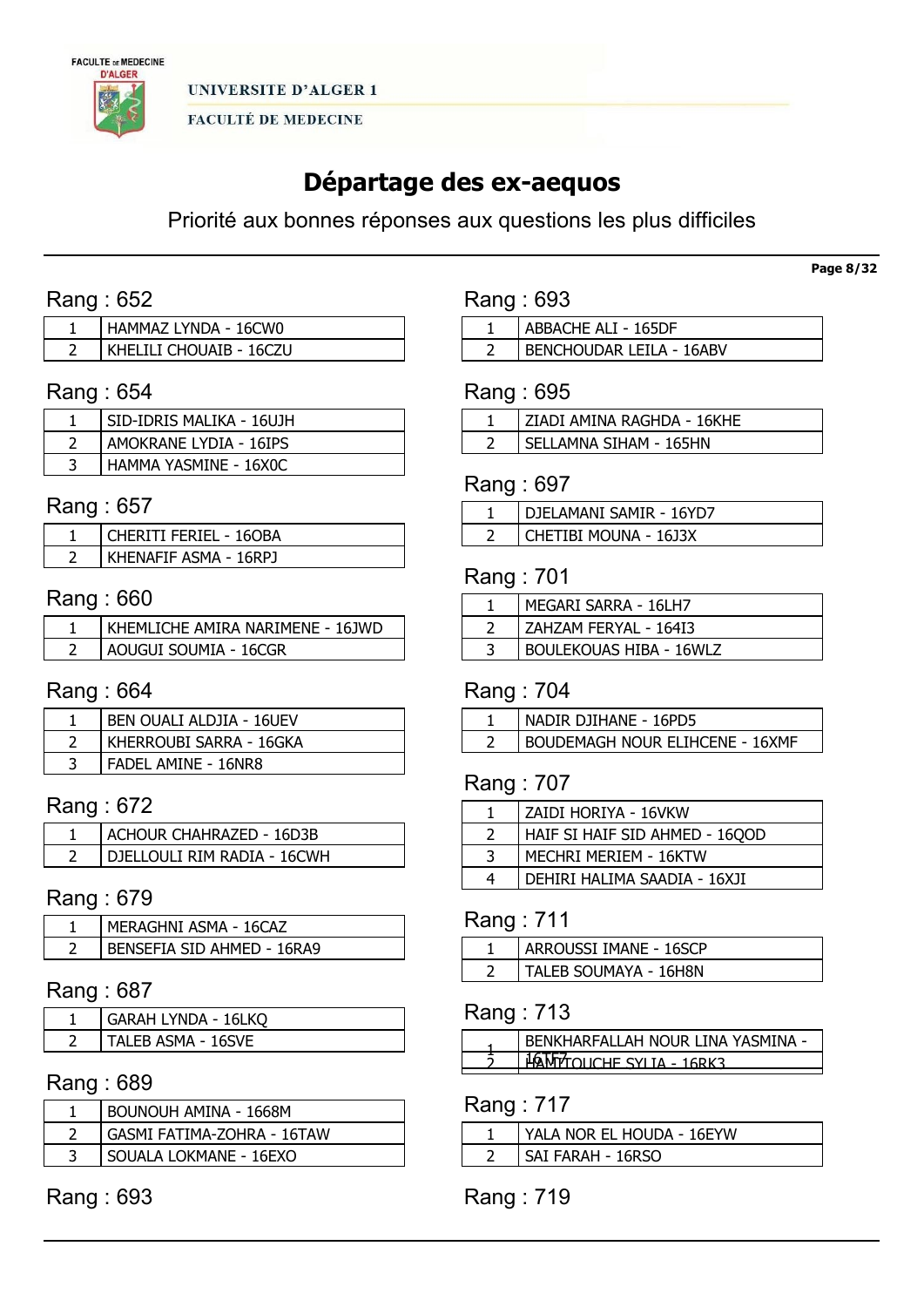# Départage des ex-aequos

Priorité aux bonnes réponses aux questions les plus difficiles

## Rang : 652

| | |
|---|---|
| 1 | HAMMAZ LYNDA - 16CW0 |
| 2 | KHELILI CHOUAIB - 16CZU |

## Rang : 654

| | |
|---|---|
| 1 | SID-IDRIS MALIKA - 16UJH |
| 2 | AMOKRANE LYDIA - 16IPS |
| 3 | HAMMA YASMINE - 16X0C |

## Rang : 657

| | |
|---|---|
| 1 | CHERITI FERIEL - 16OBA |
| 2 | KHENAFIF ASMA - 16RPJ |

## Rang : 660

| | |
|---|---|
| 1 | KHEMLICHE AMIRA NARIMENE - 16JWD |
| 2 | AOUGUI SOUMIA - 16CGR |

## Rang : 664

| | |
|---|---|
| 1 | BEN OUALI ALDJIA - 16UEV |
| 2 | KHERROUBI SARRA - 16GKA |
| 3 | FADEL AMINE - 16NR8 |

## Rang : 672

| | |
|---|---|
| 1 | ACHOUR CHAHRAZED - 16D3B |
| 2 | DJELLOULI RIM RADIA - 16CWH |

## Rang : 679

| | |
|---|---|
| 1 | MERAGHNI ASMA - 16CAZ |
| 2 | BENSEFIA SID AHMED - 16RA9 |

## Rang : 687

| | |
|---|---|
| 1 | GARAH LYNDA - 16LKQ |
| 2 | TALEB ASMA - 16SVE |

## Rang : 689

| | |
|---|---|
| 1 | BOUNOUH AMINA - 1668M |
| 2 | GASMI FATIMA-ZOHRA - 16TAW |
| 3 | SOUALA LOKMANE - 16EXO |

## Rang : 693

| | |
|---|---|
| 1 | ABBACHE ALI - 165DF |
| 2 | BENCHOUDAR LEILA - 16ABV |

## Rang : 695

| | |
|---|---|
| 1 | ZIADI AMINA RAGHDA - 16KHE |
| 2 | SELLAMNA SIHAM - 165HN |

## Rang : 697

| | |
|---|---|
| 1 | DJELAMANI SAMIR - 16YD7 |
| 2 | CHETIBI MOUNA - 16J3X |

## Rang : 701

| | |
|---|---|
| 1 | MEGARI SARRA - 16LH7 |
| 2 | ZAHZAM FERYAL - 164I3 |
| 3 | BOULEKOUAS HIBA - 16WLZ |

## Rang : 704

| | |
|---|---|
| 1 | NADIR DJIHANE - 16PD5 |
| 2 | BOUDEMAGH NOUR ELIHCENE - 16XMF |

## Rang : 707

| | |
|---|---|
| 1 | ZAIDI HORIYA - 16VKW |
| 2 | HAIF SI HAIF SID AHMED - 16QOD |
| 3 | MECHRI MERIEM - 16KTW |
| 4 | DEHIRI HALIMA SAADIA - 16XJI |

## Rang : 711

| | |
|---|---|
| 1 | ARROUSSI IMANE - 16SCP |
| 2 | TALEB SOUMAYA - 16H8N |

## Rang : 713

| | |
|---|---|
| 1 | BENKHARFALLAH NOUR LINA YASMINA - 16TF7 |
| 2 | HAMITOUCHE SYLIA - 16RK3 |

## Rang : 717

| | |
|---|---|
| 1 | YALA NOR EL HOUDA - 16EYW |
| 2 | SAI FARAH - 16RSO |

## Rang : 693

## Rang : 719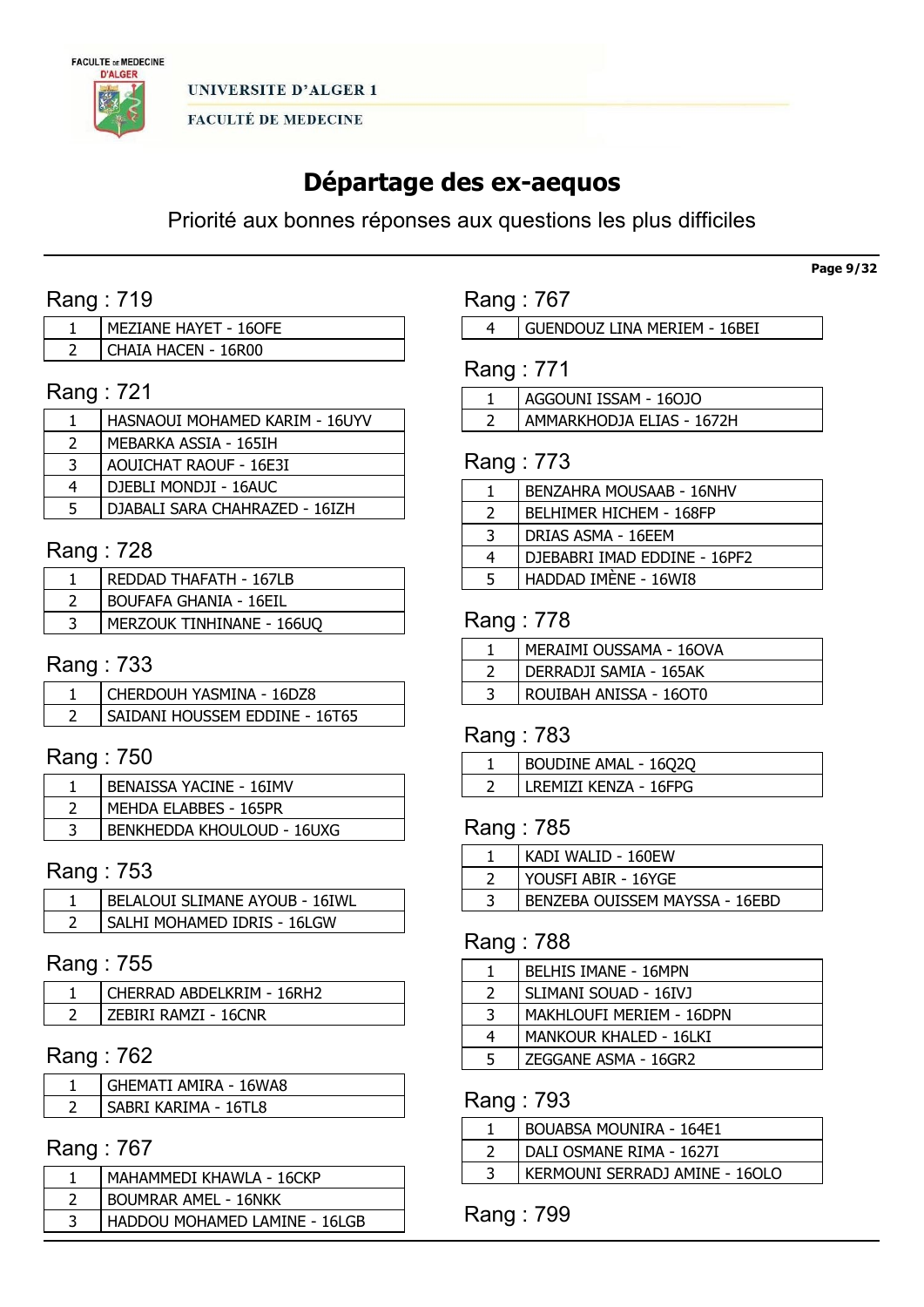# Départage des ex-aequos

Priorité aux bonnes réponses aux questions les plus difficiles

## Rang : 719

| | |
|---|---|
| 1 | MEZIANE HAYET - 16OFE |
| 2 | CHAIA HACEN - 16R00 |

## Rang : 721

| | |
|---|---|
| 1 | HASNAOUI MOHAMED KARIM - 16UYV |
| 2 | MEBARKA ASSIA - 165IH |
| 3 | AOUICHAT RAOUF - 16E3I |
| 4 | DJEBLI MONDJI - 16AUC |
| 5 | DJABALI SARA CHAHRAZED - 16IZH |

## Rang : 728

| | |
|---|---|
| 1 | REDDAD THAFATH - 167LB |
| 2 | BOUFAFA GHANIA - 16EIL |
| 3 | MERZOUK TINHINANE - 166UQ |

## Rang : 733

| | |
|---|---|
| 1 | CHERDOUH YASMINA - 16DZ8 |
| 2 | SAIDANI HOUSSEM EDDINE - 16T65 |

## Rang : 750

| | |
|---|---|
| 1 | BENAISSA YACINE - 16IMV |
| 2 | MEHDA ELABBES - 165PR |
| 3 | BENKHEDDA KHOULOUD - 16UXG |

## Rang : 753

| | |
|---|---|
| 1 | BELALOUI SLIMANE AYOUB - 16IWL |
| 2 | SALHI MOHAMED IDRIS - 16LGW |

## Rang : 755

| | |
|---|---|
| 1 | CHERRAD ABDELKRIM - 16RH2 |
| 2 | ZEBIRI RAMZI - 16CNR |

## Rang : 762

| | |
|---|---|
| 1 | GHEMATI AMIRA - 16WA8 |
| 2 | SABRI KARIMA - 16TL8 |

## Rang : 767

| | |
|---|---|
| 1 | MAHAMMEDI KHAWLA - 16CKP |
| 2 | BOUMRAR AMEL - 16NKK |
| 3 | HADDOU MOHAMED LAMINE - 16LGB |
| 4 | GUENDOUZ LINA MERIEM - 16BEI |

## Rang : 771

| | |
|---|---|
| 1 | AGGOUNI ISSAM - 16OJO |
| 2 | AMMARKHODJA ELIAS - 1672H |

## Rang : 773

| | |
|---|---|
| 1 | BENZAHRA MOUSAAB - 16NHV |
| 2 | BELHIMER HICHEM - 168FP |
| 3 | DRIAS ASMA - 16EEM |
| 4 | DJEBABRI IMAD EDDINE - 16PF2 |
| 5 | HADDAD IMÈNE - 16WI8 |

## Rang : 778

| | |
|---|---|
| 1 | MERAIMI OUSSAMA - 16OVA |
| 2 | DERRADJI SAMIA - 165AK |
| 3 | ROUIBAH ANISSA - 16OT0 |

## Rang : 783

| | |
|---|---|
| 1 | BOUDINE AMAL - 16Q2Q |
| 2 | LREMIZI KENZA - 16FPG |

## Rang : 785

| | |
|---|---|
| 1 | KADI WALID - 160EW |
| 2 | YOUSFI ABIR - 16YGE |
| 3 | BENZEBA OUISSEM MAYSSA - 16EBD |

## Rang : 788

| | |
|---|---|
| 1 | BELHIS IMANE - 16MPN |
| 2 | SLIMANI SOUAD - 16IVJ |
| 3 | MAKHLOUFI MERIEM - 16DPN |
| 4 | MANKOUR KHALED - 16LKI |
| 5 | ZEGGANE ASMA - 16GR2 |

## Rang : 793

| | |
|---|---|
| 1 | BOUABSA MOUNIRA - 164E1 |
| 2 | DALI OSMANE RIMA - 1627I |
| 3 | KERMOUNI SERRADJ AMINE - 16OLO |

## Rang : 799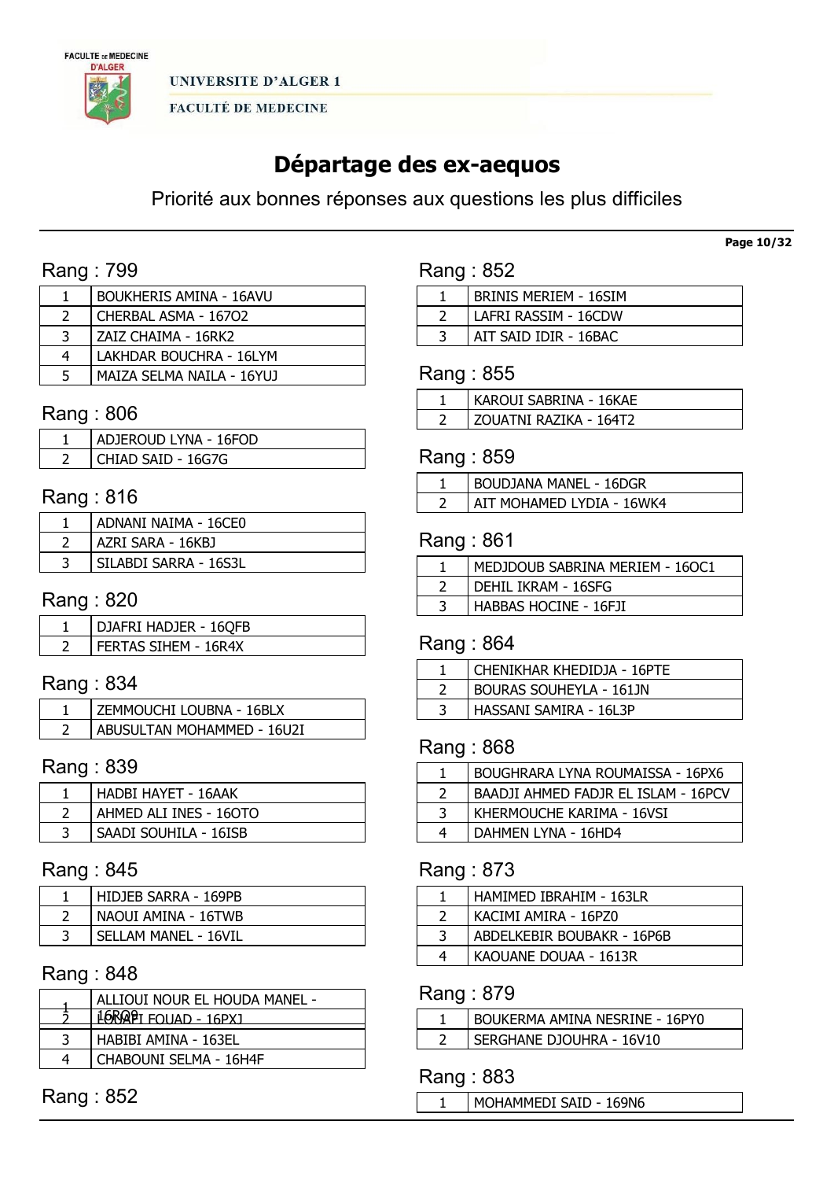# Départage des ex-aequos

Priorité aux bonnes réponses aux questions les plus difficiles

## Rang : 799

| | |
|---|---|
| 1 | BOUKHERIS AMINA - 16AVU |
| 2 | CHERBAL ASMA - 167O2 |
| 3 | ZAIZ CHAIMA - 16RK2 |
| 4 | LAKHDAR BOUCHRA - 16LYM |
| 5 | MAIZA SELMA NAILA - 16YUJ |

## Rang : 806

| | |
|---|---|
| 1 | ADJEROUD LYNA - 16FOD |
| 2 | CHIAD SAID - 16G7G |

## Rang : 816

| | |
|---|---|
| 1 | ADNANI NAIMA - 16CE0 |
| 2 | AZRI SARA - 16KBJ |
| 3 | SILABDI SARRA - 16S3L |

## Rang : 820

| | |
|---|---|
| 1 | DJAFRI HADJER - 16QFB |
| 2 | FERTAS SIHEM - 16R4X |

## Rang : 834

| | |
|---|---|
| 1 | ZEMMOUCHI LOUBNA - 16BLX |
| 2 | ABUSULTAN MOHAMMED - 16U2I |

## Rang : 839

| | |
|---|---|
| 1 | HADBI HAYET - 16AAK |
| 2 | AHMED ALI INES - 16OTO |
| 3 | SAADI SOUHILA - 16ISB |

## Rang : 845

| | |
|---|---|
| 1 | HIDJEB SARRA - 169PB |
| 2 | NAOUI AMINA - 16TWB |
| 3 | SELLAM MANEL - 16VIL |

## Rang : 848

| | |
|---|---|
| 1 | ALLIOUI NOUR EL HOUDA MANEL - 16RQ9 |
| 2 | LOUAFI FOUAD - 16PXJ |
| 3 | HABIBI AMINA - 163EL |
| 4 | CHABOUNI SELMA - 16H4F |

## Rang : 852

| | |
|---|---|
| 1 | BRINIS MERIEM - 16SIM |
| 2 | LAFRI RASSIM - 16CDW |
| 3 | AIT SAID IDIR - 16BAC |

## Rang : 855

| | |
|---|---|
| 1 | KAROUI SABRINA - 16KAE |
| 2 | ZOUATNI RAZIKA - 164T2 |

## Rang : 859

| | |
|---|---|
| 1 | BOUDJANA MANEL - 16DGR |
| 2 | AIT MOHAMED LYDIA - 16WK4 |

## Rang : 861

| | |
|---|---|
| 1 | MEDJDOUB SABRINA MERIEM - 16OC1 |
| 2 | DEHIL IKRAM - 16SFG |
| 3 | HABBAS HOCINE - 16FJI |

## Rang : 864

| | |
|---|---|
| 1 | CHENIKHAR KHEDIDJA - 16PTE |
| 2 | BOURAS SOUHEYLA - 161JN |
| 3 | HASSANI SAMIRA - 16L3P |

## Rang : 868

| | |
|---|---|
| 1 | BOUGHRARA LYNA ROUMAISSA - 16PX6 |
| 2 | BAADJI AHMED FADJR EL ISLAM - 16PCV |
| 3 | KHERMOUCHE KARIMA - 16VSI |
| 4 | DAHMEN LYNA - 16HD4 |

## Rang : 873

| | |
|---|---|
| 1 | HAMIMED IBRAHIM - 163LR |
| 2 | KACIMI AMIRA - 16PZ0 |
| 3 | ABDELKEBIR BOUBAKR - 16P6B |
| 4 | KAOUANE DOUAA - 1613R |

## Rang : 879

| | |
|---|---|
| 1 | BOUKERMA AMINA NESRINE - 16PY0 |
| 2 | SERGHANE DJOUHRA - 16V10 |

## Rang : 883

| | |
|---|---|
| 1 | MOHAMMEDI SAID - 169N6 |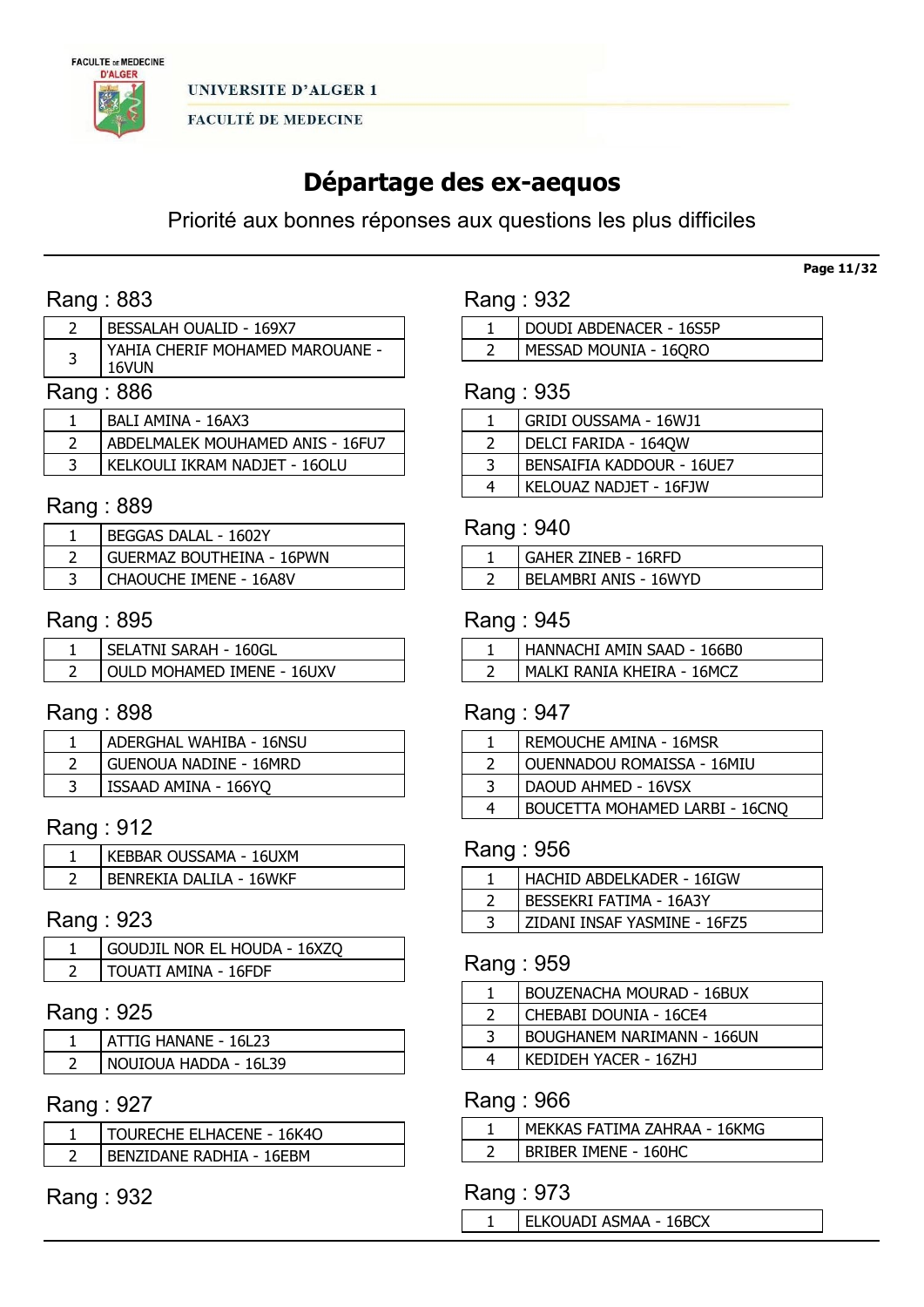FACULTE DE MEDECINE D'ALGER

UNIVERSITE D'ALGER 1

FACULTÉ DE MEDECINE

# Départage des ex-aequos

Priorité aux bonnes réponses aux questions les plus difficiles

## Rang : 883

| | |
|---|---|
| 2 | BESSALAH OUALID - 169X7 |
| 3 | YAHIA CHERIF MOHAMED MAROUANE - 16VUN |

## Rang : 886

| | |
|---|---|
| 1 | BALI AMINA - 16AX3 |
| 2 | ABDELMALEK MOUHAMED ANIS - 16FU7 |
| 3 | KELKOULI IKRAM NADJET - 16OLU |

## Rang : 889

| | |
|---|---|
| 1 | BEGGAS DALAL - 1602Y |
| 2 | GUERMAZ BOUTHEINA - 16PWN |
| 3 | CHAOUCHE IMENE - 16A8V |

## Rang : 895

| | |
|---|---|
| 1 | SELATNI SARAH - 160GL |
| 2 | OULD MOHAMED IMENE - 16UXV |

## Rang : 898

| | |
|---|---|
| 1 | ADERGHAL WAHIBA - 16NSU |
| 2 | GUENOUA NADINE - 16MRD |
| 3 | ISSAAD AMINA - 166YQ |

## Rang : 912

| | |
|---|---|
| 1 | KEBBAR OUSSAMA - 16UXM |
| 2 | BENREKIA DALILA - 16WKF |

## Rang : 923

| | |
|---|---|
| 1 | GOUDJIL NOR EL HOUDA - 16XZQ |
| 2 | TOUATI AMINA - 16FDF |

## Rang : 925

| | |
|---|---|
| 1 | ATTIG HANANE - 16L23 |
| 2 | NOUIOUA HADDA - 16L39 |

## Rang : 927

| | |
|---|---|
| 1 | TOURECHE ELHACENE - 16K4O |
| 2 | BENZIDANE RADHIA - 16EBM |

## Rang : 932

| | |
|---|---|
| 1 | DOUDI ABDENACER - 16S5P |
| 2 | MESSAD MOUNIA - 16QRO |

## Rang : 935

| | |
|---|---|
| 1 | GRIDI OUSSAMA - 16WJ1 |
| 2 | DELCI FARIDA - 164QW |
| 3 | BENSAIFIA KADDOUR - 16UE7 |
| 4 | KELOUAZ NADJET - 16FJW |

## Rang : 940

| | |
|---|---|
| 1 | GAHER ZINEB - 16RFD |
| 2 | BELAMBRI ANIS - 16WYD |

## Rang : 945

| | |
|---|---|
| 1 | HANNACHI AMIN SAAD - 166B0 |
| 2 | MALKI RANIA KHEIRA - 16MCZ |

## Rang : 947

| | |
|---|---|
| 1 | REMOUCHE AMINA - 16MSR |
| 2 | OUENNADOU ROMAISSA - 16MIU |
| 3 | DAOUD AHMED - 16VSX |
| 4 | BOUCETTA MOHAMED LARBI - 16CNQ |

## Rang : 956

| | |
|---|---|
| 1 | HACHID ABDELKADER - 16IGW |
| 2 | BESSEKRI FATIMA - 16A3Y |
| 3 | ZIDANI INSAF YASMINE - 16FZ5 |

## Rang : 959

| | |
|---|---|
| 1 | BOUZENACHA MOURAD - 16BUX |
| 2 | CHEBABI DOUNIA - 16CE4 |
| 3 | BOUGHANEM NARIMANN - 166UN |
| 4 | KEDIDEH YACER - 16ZHJ |

## Rang : 966

| | |
|---|---|
| 1 | MEKKAS FATIMA ZAHRAA - 16KMG |
| 2 | BRIBER IMENE - 160HC |

## Rang : 973

| | |
|---|---|
| 1 | ELKOUADI ASMAA - 16BCX |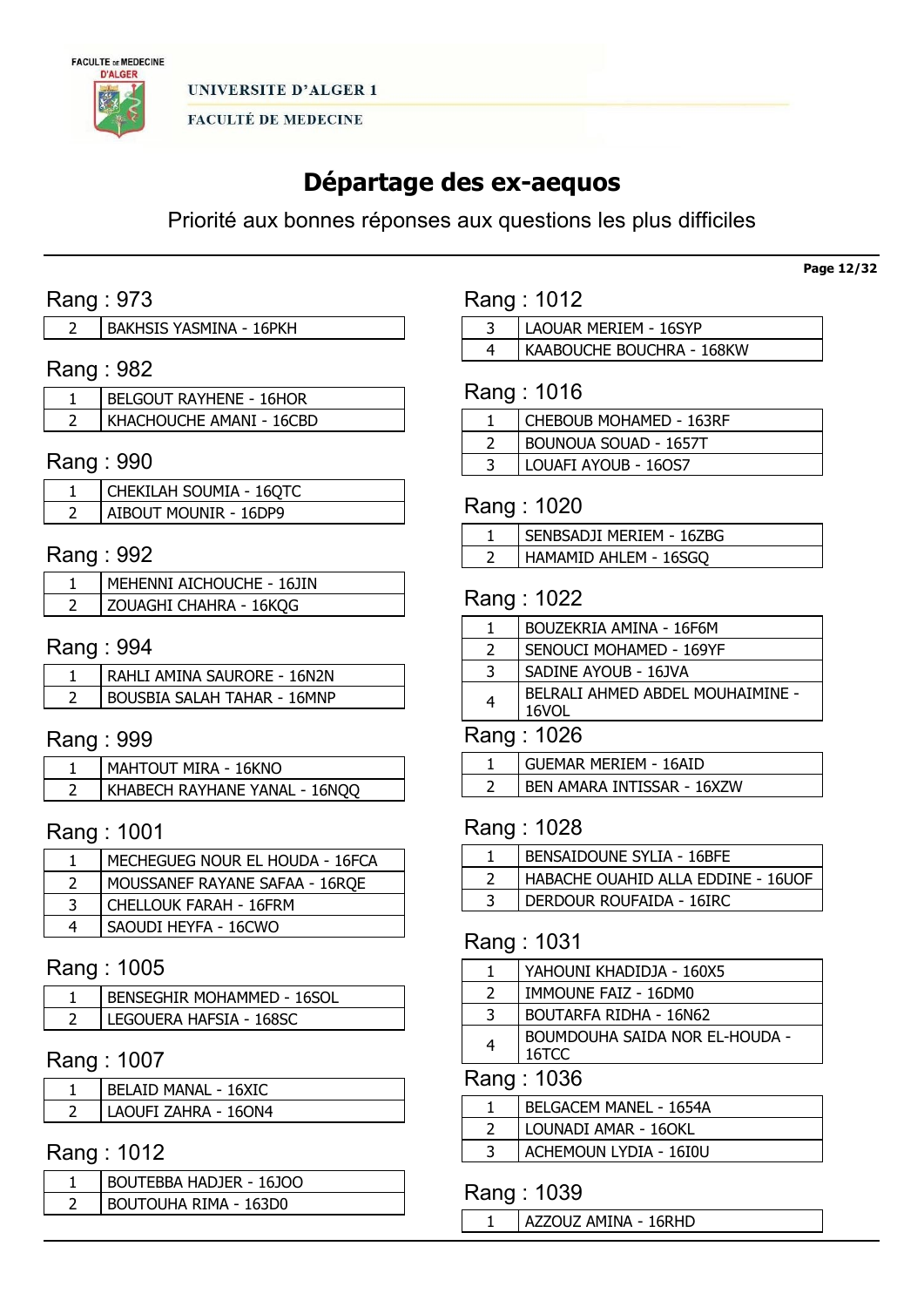UNIVERSITE D'ALGER 1

FACULTÉ DE MEDECINE

# Départage des ex-aequos

Priorité aux bonnes réponses aux questions les plus difficiles

## Rang : 973

| | |
|---|---|
| 2 | BAKHSIS YASMINA - 16PKH |

## Rang : 982

| | |
|---|---|
| 1 | BELGOUT RAYHENE - 16HOR |
| 2 | KHACHOUCHE AMANI - 16CBD |

## Rang : 990

| | |
|---|---|
| 1 | CHEKILAH SOUMIA - 16QTC |
| 2 | AIBOUT MOUNIR - 16DP9 |

## Rang : 992

| | |
|---|---|
| 1 | MEHENNI AICHOUCHE - 16JIN |
| 2 | ZOUAGHI CHAHRA - 16KQG |

## Rang : 994

| | |
|---|---|
| 1 | RAHLI AMINA SAURORE - 16N2N |
| 2 | BOUSBIA SALAH TAHAR - 16MNP |

## Rang : 999

| | |
|---|---|
| 1 | MAHTOUT MIRA - 16KNO |
| 2 | KHABECH RAYHANE YANAL - 16NQQ |

## Rang : 1001

| | |
|---|---|
| 1 | MECHEGUEG NOUR EL HOUDA - 16FCA |
| 2 | MOUSSANEF RAYANE SAFAA - 16RQE |
| 3 | CHELLOUK FARAH - 16FRM |
| 4 | SAOUDI HEYFA - 16CWO |

## Rang : 1005

| | |
|---|---|
| 1 | BENSEGHIR MOHAMMED - 16SOL |
| 2 | LEGOUERA HAFSIA - 168SC |

## Rang : 1007

| | |
|---|---|
| 1 | BELAID MANAL - 16XIC |
| 2 | LAOUFI ZAHRA - 16ON4 |

## Rang : 1012

| | |
|---|---|
| 1 | BOUTEBBA HADJER - 16JOO |
| 2 | BOUTOUHA RIMA - 163D0 |
| 3 | LAOUAR MERIEM - 16SYP |
| 4 | KAABOUCHE BOUCHRA - 168KW |

## Rang : 1016

| | |
|---|---|
| 1 | CHEBOUB MOHAMED - 163RF |
| 2 | BOUNOUA SOUAD - 1657T |
| 3 | LOUAFI AYOUB - 16OS7 |

## Rang : 1020

| | |
|---|---|
| 1 | SENBSADJI MERIEM - 16ZBG |
| 2 | HAMAMID AHLEM - 16SGQ |

## Rang : 1022

| | |
|---|---|
| 1 | BOUZEKRIA AMINA - 16F6M |
| 2 | SENOUCI MOHAMED - 169YF |
| 3 | SADINE AYOUB - 16JVA |
| 4 | BELRALI AHMED ABDEL MOUHAIMINE - 16VOL |

## Rang : 1026

| | |
|---|---|
| 1 | GUEMAR MERIEM - 16AID |
| 2 | BEN AMARA INTISSAR - 16XZW |

## Rang : 1028

| | |
|---|---|
| 1 | BENSAIDOUNE SYLIA - 16BFE |
| 2 | HABACHE OUAHID ALLA EDDINE - 16UOF |
| 3 | DERDOUR ROUFAIDA - 16IRC |

## Rang : 1031

| | |
|---|---|
| 1 | YAHOUNI KHADIDJA - 160X5 |
| 2 | IMMOUNE FAIZ - 16DM0 |
| 3 | BOUTARFA RIDHA - 16N62 |
| 4 | BOUMDOUHA SAIDA NOR EL-HOUDA - 16TCC |

## Rang : 1036

| | |
|---|---|
| 1 | BELGACEM MANEL - 1654A |
| 2 | LOUNADI AMAR - 16OKL |
| 3 | ACHEMOUN LYDIA - 16I0U |

## Rang : 1039

| | |
|---|---|
| 1 | AZZOUZ AMINA - 16RHD |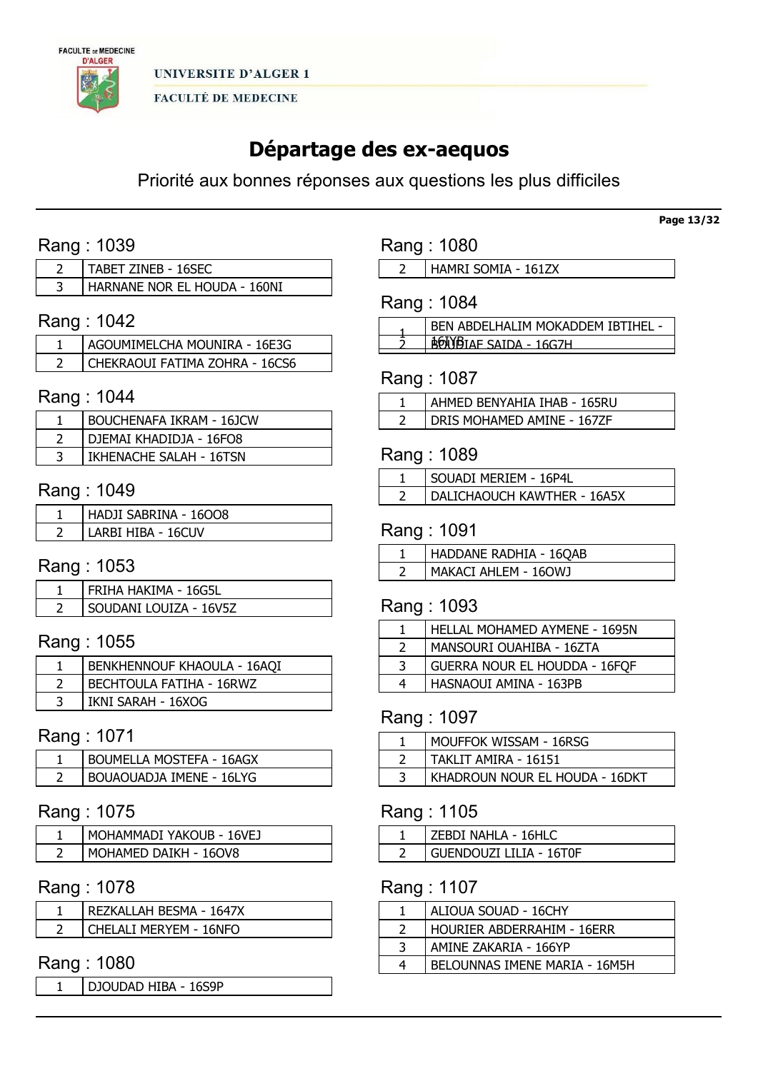# Départage des ex-aequos

Priorité aux bonnes réponses aux questions les plus difficiles

## Rang : 1039

| | |
|---|---|
| 2 | TABET ZINEB - 16SEC |
| 3 | HARNANE NOR EL HOUDA - 160NI |

## Rang : 1042

| | |
|---|---|
| 1 | AGOUMIMELCHA MOUNIRA - 16E3G |
| 2 | CHEKRAOUI FATIMA ZOHRA - 16CS6 |

## Rang : 1044

| | |
|---|---|
| 1 | BOUCHENAFA IKRAM - 16JCW |
| 2 | DJEMAI KHADIDJA - 16FO8 |
| 3 | IKHENACHE SALAH - 16TSN |

## Rang : 1049

| | |
|---|---|
| 1 | HADJI SABRINA - 16OO8 |
| 2 | LARBI HIBA - 16CUV |

## Rang : 1053

| | |
|---|---|
| 1 | FRIHA HAKIMA - 16G5L |
| 2 | SOUDANI LOUIZA - 16V5Z |

## Rang : 1055

| | |
|---|---|
| 1 | BENKHENNOUF KHAOULA - 16AQI |
| 2 | BECHTOULA FATIHA - 16RWZ |
| 3 | IKNI SARAH - 16XOG |

## Rang : 1071

| | |
|---|---|
| 1 | BOUMELLA MOSTEFA - 16AGX |
| 2 | BOUAOUADJA IMENE - 16LYG |

## Rang : 1075

| | |
|---|---|
| 1 | MOHAMMADI YAKOUB - 16VEJ |
| 2 | MOHAMED DAIKH - 16OV8 |

## Rang : 1078

| | |
|---|---|
| 1 | REZKALLAH BESMA - 1647X |
| 2 | CHELALI MERYEM - 16NFO |

## Rang : 1080

| | |
|---|---|
| 1 | DJOUDAD HIBA - 16S9P |
| 2 | HAMRI SOMIA - 161ZX |

## Rang : 1084

| | |
|---|---|
| 1 | BEN ABDELHALIM MOKADDEM IBTIHEL - 16IYB |
| 2 | BOUDIAF SAIDA - 16G7H |

## Rang : 1087

| | |
|---|---|
| 1 | AHMED BENYAHIA IHAB - 165RU |
| 2 | DRIS MOHAMED AMINE - 167ZF |

## Rang : 1089

| | |
|---|---|
| 1 | SOUADI MERIEM - 16P4L |
| 2 | DALICHAOUCH KAWTHER - 16A5X |

## Rang : 1091

| | |
|---|---|
| 1 | HADDANE RADHIA - 16QAB |
| 2 | MAKACI AHLEM - 16OWJ |

## Rang : 1093

| | |
|---|---|
| 1 | HELLAL MOHAMED AYMENE - 1695N |
| 2 | MANSOURI OUAHIBA - 16ZTA |
| 3 | GUERRA NOUR EL HOUDDA - 16FQF |
| 4 | HASNAOUI AMINA - 163PB |

## Rang : 1097

| | |
|---|---|
| 1 | MOUFFOK WISSAM - 16RSG |
| 2 | TAKLIT AMIRA - 16151 |
| 3 | KHADROUN NOUR EL HOUDA - 16DKT |

## Rang : 1105

| | |
|---|---|
| 1 | ZEBDI NAHLA - 16HLC |
| 2 | GUENDOUZI LILIA - 16T0F |

## Rang : 1107

| | |
|---|---|
| 1 | ALIOUA SOUAD - 16CHY |
| 2 | HOURIER ABDERRAHIM - 16ERR |
| 3 | AMINE ZAKARIA - 166YP |
| 4 | BELOUNNAS IMENE MARIA - 16M5H |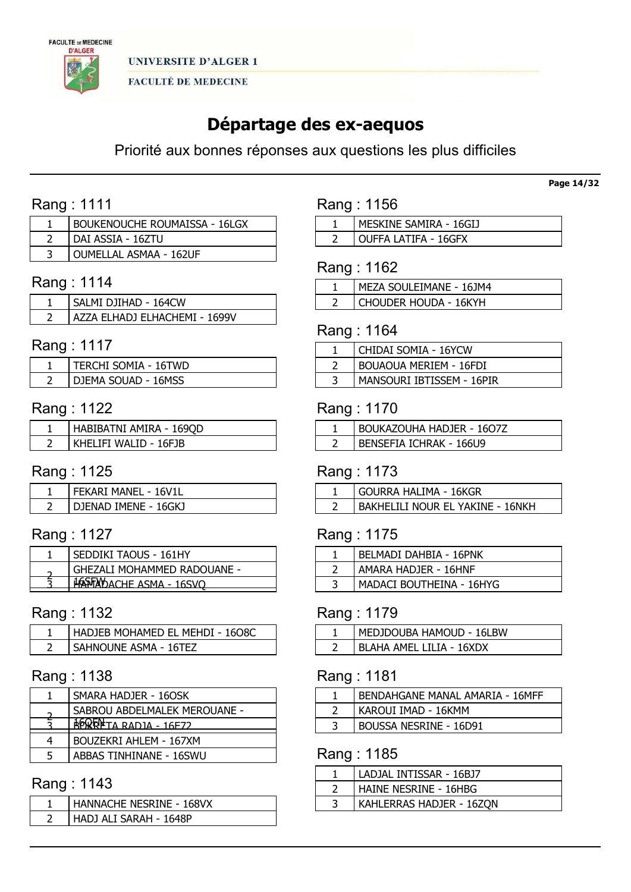UNIVERSITE D'ALGER 1

FACULTÉ DE MEDECINE

# Départage des ex-aequos

Priorité aux bonnes réponses aux questions les plus difficiles

## Rang : 1111

| | |
|---|---|
| 1 | BOUKENOUCHE ROUMAISSA - 16LGX |
| 2 | DAI ASSIA - 16ZTU |
| 3 | OUMELLAL ASMAA - 162UF |

## Rang : 1114

| | |
|---|---|
| 1 | SALMI DJIHAD - 164CW |
| 2 | AZZA ELHADJ ELHACHEMI - 1699V |

## Rang : 1117

| | |
|---|---|
| 1 | TERCHI SOMIA - 16TWD |
| 2 | DJEMA SOUAD - 16MSS |

## Rang : 1122

| | |
|---|---|
| 1 | HABIBATNI AMIRA - 169QD |
| 2 | KHELIFI WALID - 16FJB |

## Rang : 1125

| | |
|---|---|
| 1 | FEKARI MANEL - 16V1L |
| 2 | DJENAD IMENE - 16GKJ |

## Rang : 1127

| | |
|---|---|
| 1 | SEDDIKI TAOUS - 161HY |
| 2 | GHEZALI MOHAMMED RADOUANE - 16SFW |
| 3 | HAMADACHE ASMA - 16SVQ |

## Rang : 1132

| | |
|---|---|
| 1 | HADJEB MOHAMED EL MEHDI - 16O8C |
| 2 | SAHNOUNE ASMA - 16TEZ |

## Rang : 1138

| | |
|---|---|
| 1 | SMARA HADJER - 16OSK |
| 2 | SABROU ABDELMALEK MEROUANE - 16QEN |
| 3 | BOKRETA RADJA - 16E72 |
| 4 | BOUZEKRI AHLEM - 167XM |
| 5 | ABBAS TINHINANE - 16SWU |

## Rang : 1143

| | |
|---|---|
| 1 | HANNACHE NESRINE - 168VX |
| 2 | HADJ ALI SARAH - 1648P |

## Rang : 1156

| | |
|---|---|
| 1 | MESKINE SAMIRA - 16GIJ |
| 2 | OUFFA LATIFA - 16GFX |

## Rang : 1162

| | |
|---|---|
| 1 | MEZA SOULEIMANE - 16JM4 |
| 2 | CHOUDER HOUDA - 16KYH |

## Rang : 1164

| | |
|---|---|
| 1 | CHIDAI SOMIA - 16YCW |
| 2 | BOUAOUA MERIEM - 16FDI |
| 3 | MANSOURI IBTISSEM - 16PIR |

## Rang : 1170

| | |
|---|---|
| 1 | BOUKAZOUHA HADJER - 16O7Z |
| 2 | BENSEFIA ICHRAK - 166U9 |

## Rang : 1173

| | |
|---|---|
| 1 | GOURRA HALIMA - 16KGR |
| 2 | BAKHELILI NOUR EL YAKINE - 16NKH |

## Rang : 1175

| | |
|---|---|
| 1 | BELMADI DAHBIA - 16PNK |
| 2 | AMARA HADJER - 16HNF |
| 3 | MADACI BOUTHEINA - 16HYG |

## Rang : 1179

| | |
|---|---|
| 1 | MEDJDOUBA HAMOUD - 16LBW |
| 2 | BLAHA AMEL LILIA - 16XDX |

## Rang : 1181

| | |
|---|---|
| 1 | BENDAHGANE MANAL AMARIA - 16MFF |
| 2 | KAROUI IMAD - 16KMM |
| 3 | BOUSSA NESRINE - 16D91 |

## Rang : 1185

| | |
|---|---|
| 1 | LADJAL INTISSAR - 16BJ7 |
| 2 | HAINE NESRINE - 16HBG |
| 3 | KAHLERRAS HADJER - 16ZQN |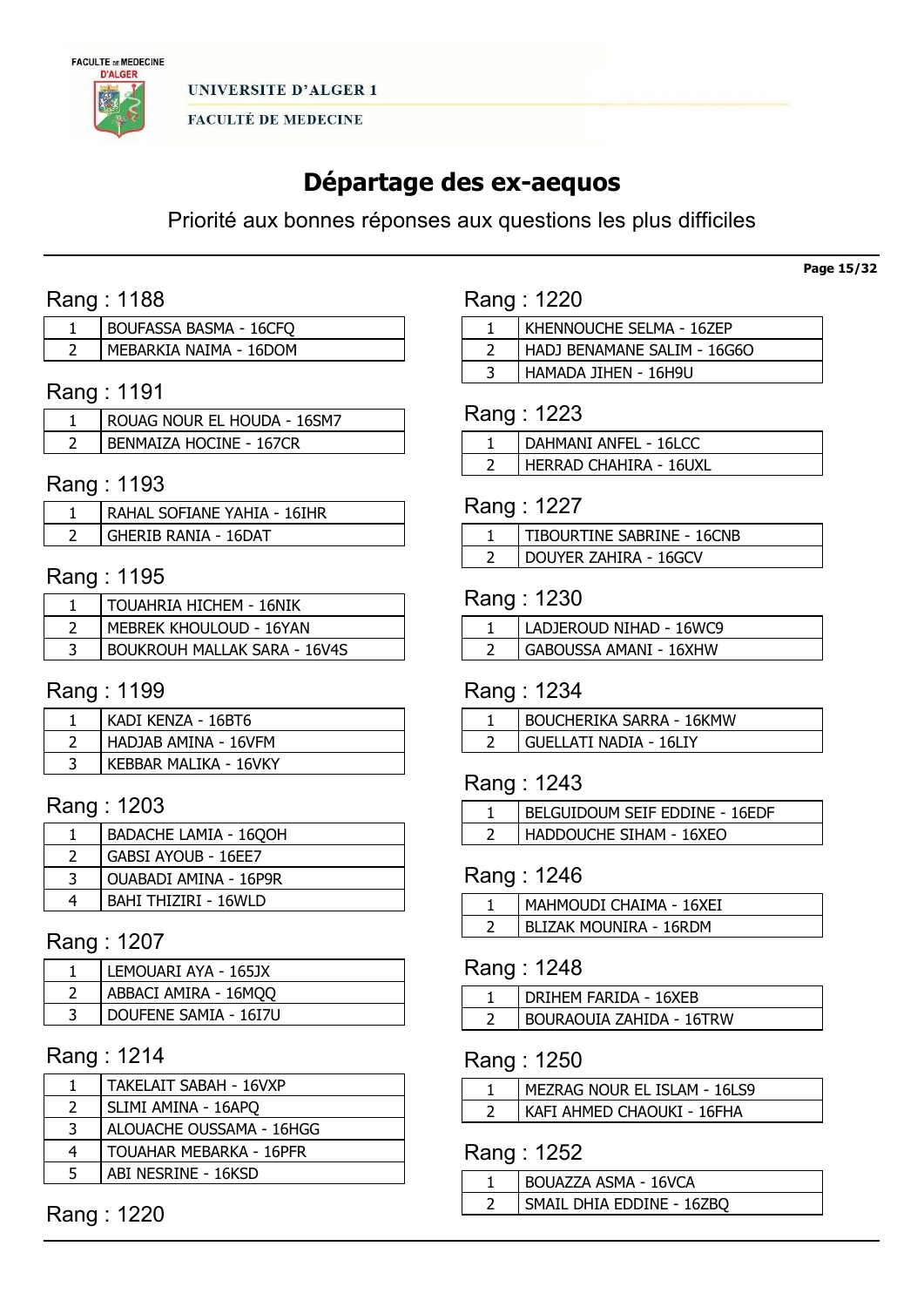UNIVERSITE D'ALGER 1

FACULTÉ DE MEDECINE

# Départage des ex-aequos

Priorité aux bonnes réponses aux questions les plus difficiles

## Rang : 1188

| | |
|---|---|
| 1 | BOUFASSA BASMA - 16CFQ |
| 2 | MEBARKIA NAIMA - 16DOM |

## Rang : 1191

| | |
|---|---|
| 1 | ROUAG NOUR EL HOUDA - 16SM7 |
| 2 | BENMAIZA HOCINE - 167CR |

## Rang : 1193

| | |
|---|---|
| 1 | RAHAL SOFIANE YAHIA - 16IHR |
| 2 | GHERIB RANIA - 16DAT |

## Rang : 1195

| | |
|---|---|
| 1 | TOUAHRIA HICHEM - 16NIK |
| 2 | MEBREK KHOULOUD - 16YAN |
| 3 | BOUKROUH MALLAK SARA - 16V4S |

## Rang : 1199

| | |
|---|---|
| 1 | KADI KENZA - 16BT6 |
| 2 | HADJAB AMINA - 16VFM |
| 3 | KEBBAR MALIKA - 16VKY |

## Rang : 1203

| | |
|---|---|
| 1 | BADACHE LAMIA - 16QOH |
| 2 | GABSI AYOUB - 16EE7 |
| 3 | OUABADI AMINA - 16P9R |
| 4 | BAHI THIZIRI - 16WLD |

## Rang : 1207

| | |
|---|---|
| 1 | LEMOUARI AYA - 165JX |
| 2 | ABBACI AMIRA - 16MQQ |
| 3 | DOUFENE SAMIA - 16I7U |

## Rang : 1214

| | |
|---|---|
| 1 | TAKELAIT SABAH - 16VXP |
| 2 | SLIMI AMINA - 16APQ |
| 3 | ALOUACHE OUSSAMA - 16HGG |
| 4 | TOUAHAR MEBARKA - 16PFR |
| 5 | ABI NESRINE - 16KSD |

## Rang : 1220

| | |
|---|---|
| 1 | KHENNOUCHE SELMA - 16ZEP |
| 2 | HADJ BENAMANE SALIM - 16G6O |
| 3 | HAMADA JIHEN - 16H9U |

## Rang : 1223

| | |
|---|---|
| 1 | DAHMANI ANFEL - 16LCC |
| 2 | HERRAD CHAHIRA - 16UXL |

## Rang : 1227

| | |
|---|---|
| 1 | TIBOURTINE SABRINE - 16CNB |
| 2 | DOUYER ZAHIRA - 16GCV |

## Rang : 1230

| | |
|---|---|
| 1 | LADJEROUD NIHAD - 16WC9 |
| 2 | GABOUSSA AMANI - 16XHW |

## Rang : 1234

| | |
|---|---|
| 1 | BOUCHERIKA SARRA - 16KMW |
| 2 | GUELLATI NADIA - 16LIY |

## Rang : 1243

| | |
|---|---|
| 1 | BELGUIDOUM SEIF EDDINE - 16EDF |
| 2 | HADDOUCHE SIHAM - 16XEO |

## Rang : 1246

| | |
|---|---|
| 1 | MAHMOUDI CHAIMA - 16XEI |
| 2 | BLIZAK MOUNIRA - 16RDM |

## Rang : 1248

| | |
|---|---|
| 1 | DRIHEM FARIDA - 16XEB |
| 2 | BOURAOUIA ZAHIDA - 16TRW |

## Rang : 1250

| | |
|---|---|
| 1 | MEZRAG NOUR EL ISLAM - 16LS9 |
| 2 | KAFI AHMED CHAOUKI - 16FHA |

## Rang : 1252

| | |
|---|---|
| 1 | BOUAZZA ASMA - 16VCA |
| 2 | SMAIL DHIA EDDINE - 16ZBQ |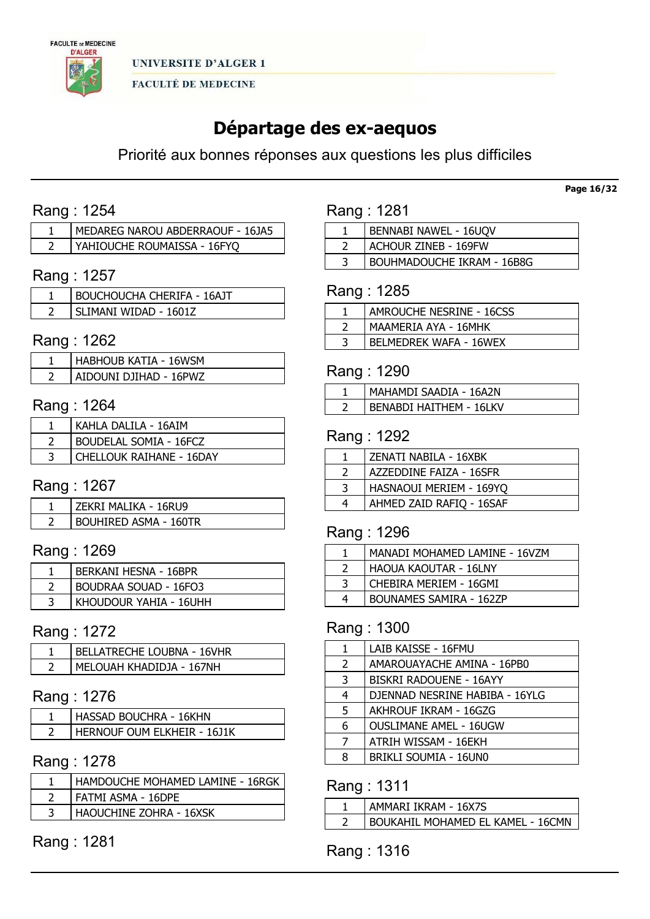# Départage des ex-aequos

Priorité aux bonnes réponses aux questions les plus difficiles

## Rang : 1254

| | |
|---|---|
| 1 | MEDAREG NAROU ABDERRAOUF - 16JA5 |
| 2 | YAHIOUCHE ROUMAISSA - 16FYQ |

## Rang : 1257

| | |
|---|---|
| 1 | BOUCHOUCHA CHERIFA - 16AJT |
| 2 | SLIMANI WIDAD - 1601Z |

## Rang : 1262

| | |
|---|---|
| 1 | HABHOUB KATIA - 16WSM |
| 2 | AIDOUNI DJIHAD - 16PWZ |

## Rang : 1264

| | |
|---|---|
| 1 | KAHLA DALILA - 16AIM |
| 2 | BOUDELAL SOMIA - 16FCZ |
| 3 | CHELLOUK RAIHANE - 16DAY |

## Rang : 1267

| | |
|---|---|
| 1 | ZEKRI MALIKA - 16RU9 |
| 2 | BOUHIRED ASMA - 160TR |

## Rang : 1269

| | |
|---|---|
| 1 | BERKANI HESNA - 16BPR |
| 2 | BOUDRAA SOUAD - 16FO3 |
| 3 | KHOUDOUR YAHIA - 16UHH |

## Rang : 1272

| | |
|---|---|
| 1 | BELLATRECHE LOUBNA - 16VHR |
| 2 | MELOUAH KHADIDJA - 167NH |

## Rang : 1276

| | |
|---|---|
| 1 | HASSAD BOUCHRA - 16KHN |
| 2 | HERNOUF OUM ELKHEIR - 16J1K |

## Rang : 1278

| | |
|---|---|
| 1 | HAMDOUCHE MOHAMED LAMINE - 16RGK |
| 2 | FATMI ASMA - 16DPE |
| 3 | HAOUCHINE ZOHRA - 16XSK |

## Rang : 1281

| | |
|---|---|
| 1 | BENNABI NAWEL - 16UQV |
| 2 | ACHOUR ZINEB - 169FW |
| 3 | BOUHMADOUCHE IKRAM - 16B8G |

## Rang : 1285

| | |
|---|---|
| 1 | AMROUCHE NESRINE - 16CSS |
| 2 | MAAMERIA AYA - 16MHK |
| 3 | BELMEDREK WAFA - 16WEX |

## Rang : 1290

| | |
|---|---|
| 1 | MAHAMDI SAADIA - 16A2N |
| 2 | BENABDI HAITHEM - 16LKV |

## Rang : 1292

| | |
|---|---|
| 1 | ZENATI NABILA - 16XBK |
| 2 | AZZEDDINE FAIZA - 16SFR |
| 3 | HASNAOUI MERIEM - 169YQ |
| 4 | AHMED ZAID RAFIQ - 16SAF |

## Rang : 1296

| | |
|---|---|
| 1 | MANADI MOHAMED LAMINE - 16VZM |
| 2 | HAOUA KAOUTAR - 16LNY |
| 3 | CHEBIRA MERIEM - 16GMI |
| 4 | BOUNAMES SAMIRA - 162ZP |

## Rang : 1300

| | |
|---|---|
| 1 | LAIB KAISSE - 16FMU |
| 2 | AMAROUAYACHE AMINA - 16PB0 |
| 3 | BISKRI RADOUENE - 16AYY |
| 4 | DJENNAD NESRINE HABIBA - 16YLG |
| 5 | AKHROUF IKRAM - 16GZG |
| 6 | OUSLIMANE AMEL - 16UGW |
| 7 | ATRIH WISSAM - 16EKH |
| 8 | BRIKLI SOUMIA - 16UN0 |

## Rang : 1311

| | |
|---|---|
| 1 | AMMARI IKRAM - 16X7S |
| 2 | BOUKAHIL MOHAMED EL KAMEL - 16CMN |

## Rang : 1316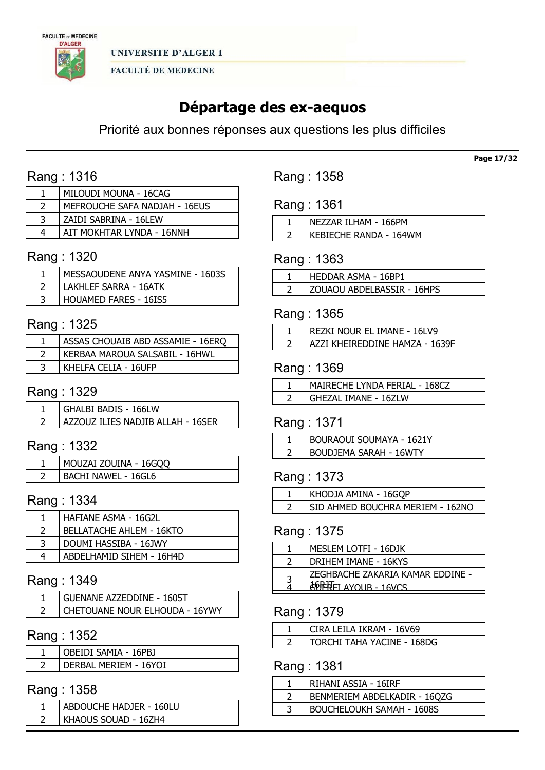## Département des ex-aequos

Priorité aux bonnes réponses aux questions les plus difficiles

### Rang : 1316

| | |
|---|---|
| 1 | MILOUDI MOUNA - 16CAG |
| 2 | MEFROUCHE SAFA NADJAH - 16EUS |
| 3 | ZAIDI SABRINA - 16LEW |
| 4 | AIT MOKHTAR LYNDA - 16NNH |

### Rang : 1320

| | |
|---|---|
| 1 | MESSAOUDENE ANYA YASMINE - 1603S |
| 2 | LAKHLEF SARRA - 16ATK |
| 3 | HOUAMED FARES - 16IS5 |

### Rang : 1325

| | |
|---|---|
| 1 | ASSAS CHOUAIB ABD ASSAMIE - 16ERQ |
| 2 | KERBAA MAROUA SALSABIL - 16HWL |
| 3 | KHELFA CELIA - 16UFP |

### Rang : 1329

| | |
|---|---|
| 1 | GHALBI BADIS - 166LW |
| 2 | AZZOUZ ILIES NADJIB ALLAH - 16SER |

### Rang : 1332

| | |
|---|---|
| 1 | MOUZAI ZOUINA - 16GQQ |
| 2 | BACHI NAWEL - 16GL6 |

### Rang : 1334

| | |
|---|---|
| 1 | HAFIANE ASMA - 16G2L |
| 2 | BELLATACHE AHLEM - 16KTO |
| 3 | DOUMI HASSIBA - 16JWY |
| 4 | ABDELHAMID SIHEM - 16H4D |

### Rang : 1349

| | |
|---|---|
| 1 | GUENANE AZZEDDINE - 1605T |
| 2 | CHETOUANE NOUR ELHOUDA - 16YWY |

### Rang : 1352

| | |
|---|---|
| 1 | OBEIDI SAMIA - 16PBJ |
| 2 | DERBAL MERIEM - 16YOI |

### Rang : 1358

| | |
|---|---|
| 1 | ABDOUCHE HADJER - 160LU |
| 2 | KHAOUS SOUAD - 16ZH4 |

### Rang : 1358

### Rang : 1361

| | |
|---|---|
| 1 | NEZZAR ILHAM - 166PM |
| 2 | KEBIECHE RANDA - 164WM |

### Rang : 1363

| | |
|---|---|
| 1 | HEDDAR ASMA - 16BP1 |
| 2 | ZOUAOU ABDELBASSIR - 16HPS |

### Rang : 1365

| | |
|---|---|
| 1 | REZKI NOUR EL IMANE - 16LV9 |
| 2 | AZZI KHEIREDDINE HAMZA - 1639F |

### Rang : 1369

| | |
|---|---|
| 1 | MAIRECHE LYNDA FERIAL - 168CZ |
| 2 | GHEZAL IMANE - 16ZLW |

### Rang : 1371

| | |
|---|---|
| 1 | BOURAOUI SOUMAYA - 1621Y |
| 2 | BOUDJEMA SARAH - 16WTY |

### Rang : 1373

| | |
|---|---|
| 1 | KHODJA AMINA - 16GQP |
| 2 | SID AHMED BOUCHRA MERIEM - 162NO |

### Rang : 1375

| | |
|---|---|
| 1 | MESLEM LOTFI - 16DJK |
| 2 | DRIHEM IMANE - 16KYS |
| 3 | ZEGHBACHE ZAKARIA KAMAR EDDINE - 16RJT |
| 4 | GUERFI AYOUB - 16VCS |

### Rang : 1379

| | |
|---|---|
| 1 | CIRA LEILA IKRAM - 16V69 |
| 2 | TORCHI TAHA YACINE - 168DG |

### Rang : 1381

| | |
|---|---|
| 1 | RIHANI ASSIA - 16IRF |
| 2 | BENMERIEM ABDELKADIR - 16QZG |
| 3 | BOUCHELOUKH SAMAH - 1608S |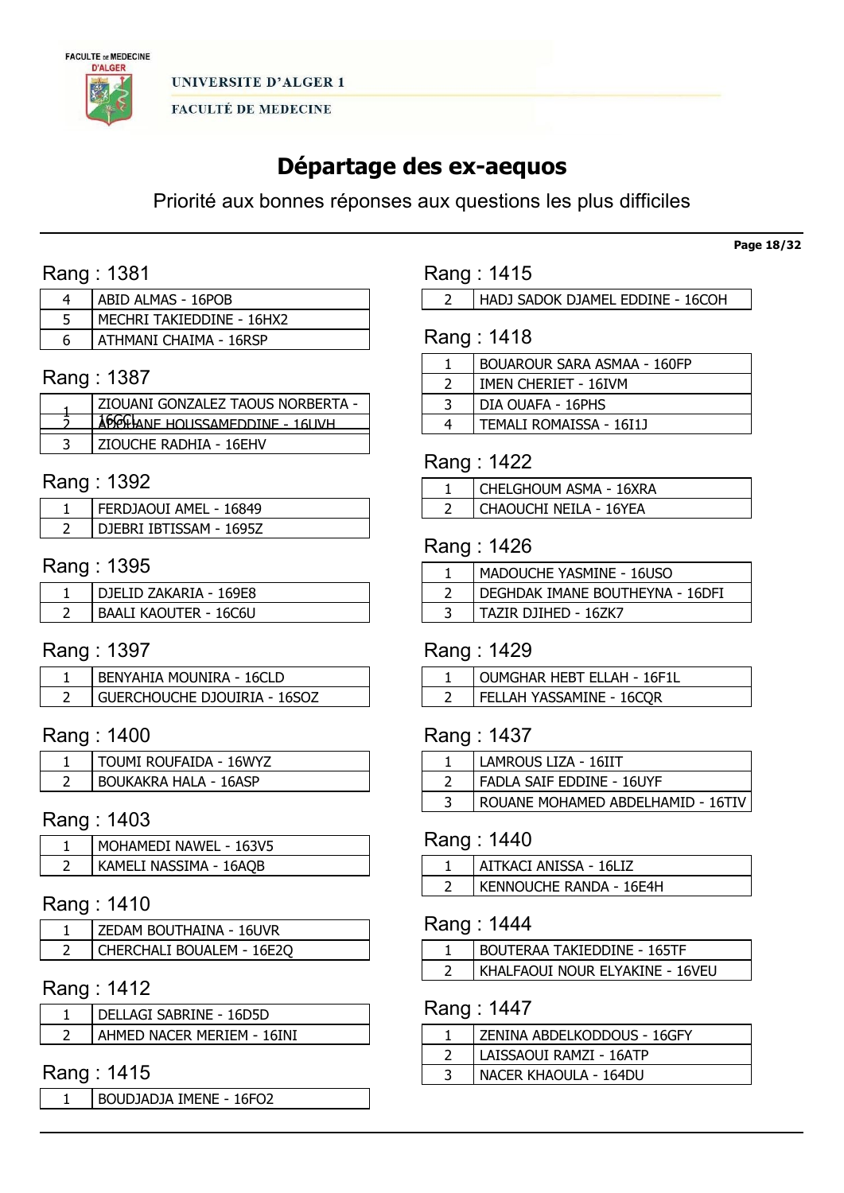# Départage des ex-aequos

Priorité aux bonnes réponses aux questions les plus difficiles

## Rang : 1381

| | |
|---|---|
| 4 | ABID ALMAS - 16POB |
| 5 | MECHRI TAKIEDDINE - 16HX2 |
| 6 | ATHMANI CHAIMA - 16RSP |

## Rang : 1387

| | |
|---|---|
| 1 | ZIOUANI GONZALEZ TAOUS NORBERTA - 16GCL |
| 2 | ABOUANE HOUSSAMEDDINE - 16UVH |
| 3 | ZIOUCHE RADHIA - 16EHV |

## Rang : 1392

| | |
|---|---|
| 1 | FERDJAOUI AMEL - 16849 |
| 2 | DJEBRI IBTISSAM - 1695Z |

## Rang : 1395

| | |
|---|---|
| 1 | DJELID ZAKARIA - 169E8 |
| 2 | BAALI KAOUTER - 16C6U |

## Rang : 1397

| | |
|---|---|
| 1 | BENYAHIA MOUNIRA - 16CLD |
| 2 | GUERCHOUCHE DJOUIRIA - 16SOZ |

## Rang : 1400

| | |
|---|---|
| 1 | TOUMI ROUFAIDA - 16WYZ |
| 2 | BOUKAKRA HALA - 16ASP |

## Rang : 1403

| | |
|---|---|
| 1 | MOHAMEDI NAWEL - 163V5 |
| 2 | KAMELI NASSIMA - 16AQB |

## Rang : 1410

| | |
|---|---|
| 1 | ZEDAM BOUTHAINA - 16UVR |
| 2 | CHERCHALI BOUALEM - 16E2Q |

## Rang : 1412

| | |
|---|---|
| 1 | DELLAGI SABRINE - 16D5D |
| 2 | AHMED NACER MERIEM - 16INI |

## Rang : 1415

| | |
|---|---|
| 1 | BOUDJADJA IMENE - 16FO2 |
| 2 | HADJ SADOK DJAMEL EDDINE - 16COH |

## Rang : 1418

| | |
|---|---|
| 1 | BOUAROUR SARA ASMAA - 160FP |
| 2 | IMEN CHERIET - 16IVM |
| 3 | DIA OUAFA - 16PHS |
| 4 | TEMALI ROMAISSA - 16I1J |

## Rang : 1422

| | |
|---|---|
| 1 | CHELGHOUM ASMA - 16XRA |
| 2 | CHAOUCHI NEILA - 16YEA |

## Rang : 1426

| | |
|---|---|
| 1 | MADOUCHE YASMINE - 16USO |
| 2 | DEGHDAK IMANE BOUTHEYNA - 16DFI |
| 3 | TAZIR DJIHED - 16ZK7 |

## Rang : 1429

| | |
|---|---|
| 1 | OUMGHAR HEBT ELLAH - 16F1L |
| 2 | FELLAH YASSAMINE - 16CQR |

## Rang : 1437

| | |
|---|---|
| 1 | LAMROUS LIZA - 16IIT |
| 2 | FADLA SAIF EDDINE - 16UYF |
| 3 | ROUANE MOHAMED ABDELHAMID - 16TIV |

## Rang : 1440

| | |
|---|---|
| 1 | AITKACI ANISSA - 16LIZ |
| 2 | KENNOUCHE RANDA - 16E4H |

## Rang : 1444

| | |
|---|---|
| 1 | BOUTERAA TAKIEDDINE - 165TF |
| 2 | KHALFAOUI NOUR ELYAKINE - 16VEU |

## Rang : 1447

| | |
|---|---|
| 1 | ZENINA ABDELKODDOUS - 16GFY |
| 2 | LAISSAOUI RAMZI - 16ATP |
| 3 | NACER KHAOULA - 164DU |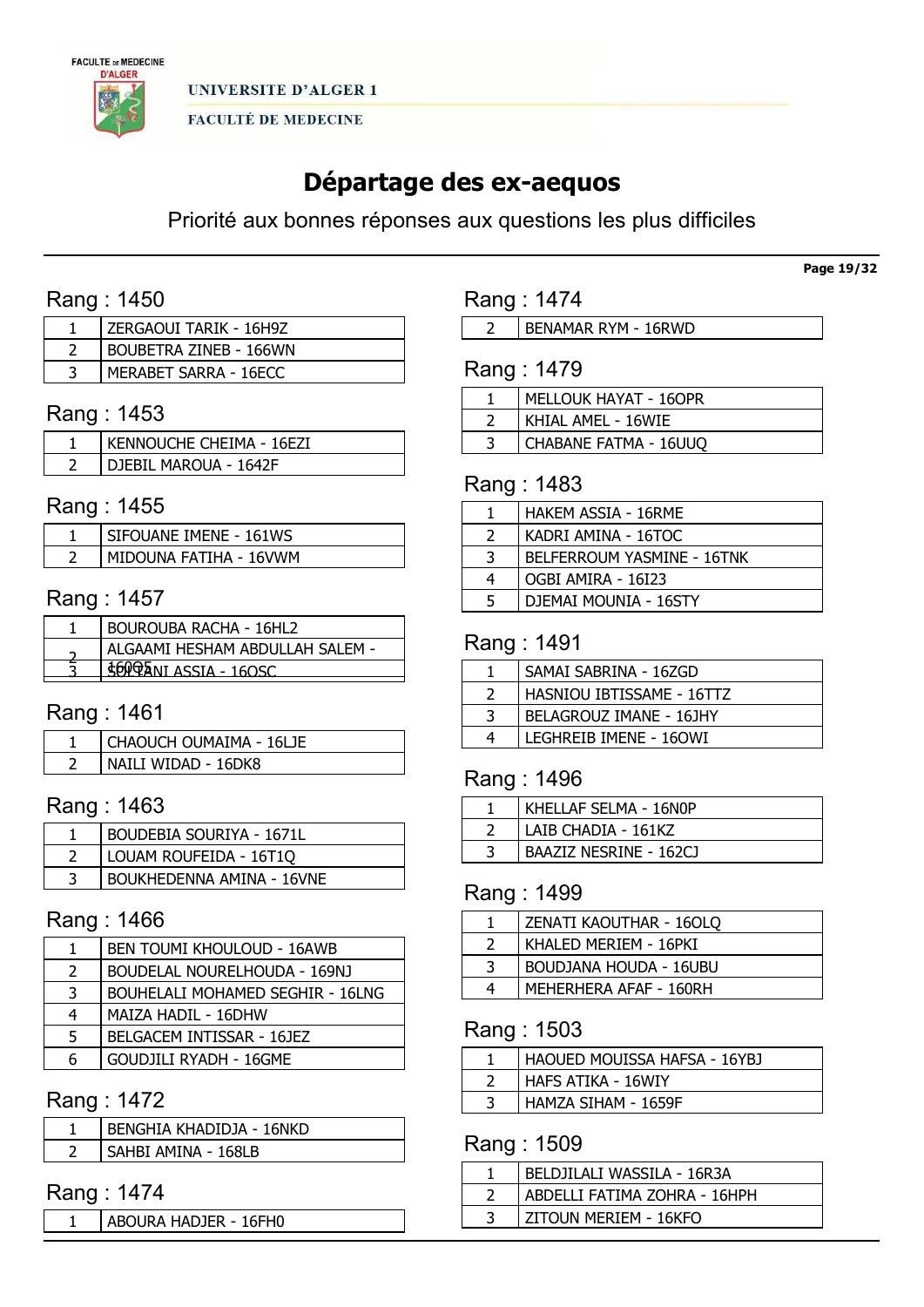UNIVERSITE D'ALGER 1

FACULTÉ DE MEDECINE

# Départage des ex-aequos

Priorité aux bonnes réponses aux questions les plus difficiles

## Rang : 1450

| | |
|---|---|
| 1 | ZERGAOUI TARIK - 16H9Z |
| 2 | BOUBETRA ZINEB - 166WN |
| 3 | MERABET SARRA - 16ECC |

## Rang : 1453

| | |
|---|---|
| 1 | KENNOUCHE CHEIMA - 16EZI |
| 2 | DJEBIL MAROUA - 1642F |

## Rang : 1455

| | |
|---|---|
| 1 | SIFOUANE IMENE - 161WS |
| 2 | MIDOUNA FATIHA - 16VWM |

## Rang : 1457

| | |
|---|---|
| 1 | BOUROUBA RACHA - 16HL2 |
| 2 | ALGAAMI HESHAM ABDULLAH SALEM - 160Q5 |
| 3 | SOLTANI ASSIA - 16OSC |

## Rang : 1461

| | |
|---|---|
| 1 | CHAOUCH OUMAIMA - 16LJE |
| 2 | NAILI WIDAD - 16DK8 |

## Rang : 1463

| | |
|---|---|
| 1 | BOUDEBIA SOURIYA - 1671L |
| 2 | LOUAM ROUFEIDA - 16T1Q |
| 3 | BOUKHEDENNA AMINA - 16VNE |

## Rang : 1466

| | |
|---|---|
| 1 | BEN TOUMI KHOULOUD - 16AWB |
| 2 | BOUDELAL NOURELHOUDA - 169NJ |
| 3 | BOUHELALI MOHAMED SEGHIR - 16LNG |
| 4 | MAIZA HADIL - 16DHW |
| 5 | BELGACEM INTISSAR - 16JEZ |
| 6 | GOUDJILI RYADH - 16GME |

## Rang : 1472

| | |
|---|---|
| 1 | BENGHIA KHADIDJA - 16NKD |
| 2 | SAHBI AMINA - 168LB |

## Rang : 1474

| | |
|---|---|
| 1 | ABOURA HADJER - 16FH0 |
| 2 | BENAMAR RYM - 16RWD |

## Rang : 1479

| | |
|---|---|
| 1 | MELLOUK HAYAT - 16OPR |
| 2 | KHIAL AMEL - 16WIE |
| 3 | CHABANE FATMA - 16UUQ |

## Rang : 1483

| | |
|---|---|
| 1 | HAKEM ASSIA - 16RME |
| 2 | KADRI AMINA - 16TOC |
| 3 | BELFERROUM YASMINE - 16TNK |
| 4 | OGBI AMIRA - 16I23 |
| 5 | DJEMAI MOUNIA - 16STY |

## Rang : 1491

| | |
|---|---|
| 1 | SAMAI SABRINA - 16ZGD |
| 2 | HASNIOU IBTISSAME - 16TTZ |
| 3 | BELAGROUZ IMANE - 16JHY |
| 4 | LEGHREIB IMENE - 16OWI |

## Rang : 1496

| | |
|---|---|
| 1 | KHELLAF SELMA - 16N0P |
| 2 | LAIB CHADIA - 161KZ |
| 3 | BAAZIZ NESRINE - 162CJ |

## Rang : 1499

| | |
|---|---|
| 1 | ZENATI KAOUTHAR - 16OLQ |
| 2 | KHALED MERIEM - 16PKI |
| 3 | BOUDJANA HOUDA - 16UBU |
| 4 | MEHERHERA AFAF - 160RH |

## Rang : 1503

| | |
|---|---|
| 1 | HAOUED MOUISSA HAFSA - 16YBJ |
| 2 | HAFS ATIKA - 16WIY |
| 3 | HAMZA SIHAM - 1659F |

## Rang : 1509

| | |
|---|---|
| 1 | BELDJILALI WASSILA - 16R3A |
| 2 | ABDELLI FATIMA ZOHRA - 16HPH |
| 3 | ZITOUN MERIEM - 16KFO |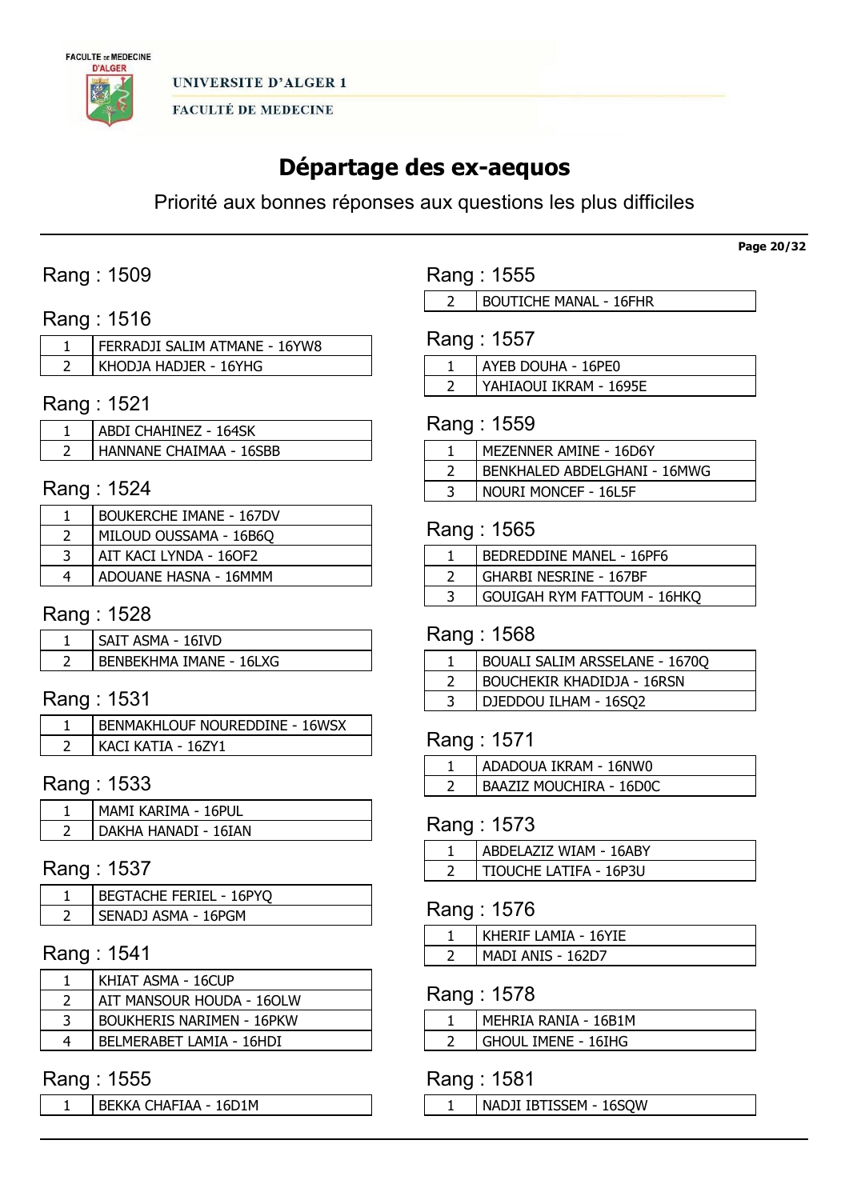# Départage des ex-aequos

Priorité aux bonnes réponses aux questions les plus difficiles

## Rang : 1509

## Rang : 1516

| | |
|---|---|
| 1 | FERRADJI SALIM ATMANE - 16YW8 |
| 2 | KHODJA HADJER - 16YHG |

## Rang : 1521

| | |
|---|---|
| 1 | ABDI CHAHINEZ - 164SK |
| 2 | HANNANE CHAIMAA - 16SBB |

## Rang : 1524

| | |
|---|---|
| 1 | BOUKERCHE IMANE - 167DV |
| 2 | MILOUD OUSSAMA - 16B6Q |
| 3 | AIT KACI LYNDA - 16OF2 |
| 4 | ADOUANE HASNA - 16MMM |

## Rang : 1528

| | |
|---|---|
| 1 | SAIT ASMA - 16IVD |
| 2 | BENBEKHMA IMANE - 16LXG |

## Rang : 1531

| | |
|---|---|
| 1 | BENMAKHLOUF NOUREDDINE - 16WSX |
| 2 | KACI KATIA - 16ZY1 |

## Rang : 1533

| | |
|---|---|
| 1 | MAMI KARIMA - 16PUL |
| 2 | DAKHA HANADI - 16IAN |

## Rang : 1537

| | |
|---|---|
| 1 | BEGTACHE FERIEL - 16PYQ |
| 2 | SENADJ ASMA - 16PGM |

## Rang : 1541

| | |
|---|---|
| 1 | KHIAT ASMA - 16CUP |
| 2 | AIT MANSOUR HOUDA - 16OLW |
| 3 | BOUKHERIS NARIMEN - 16PKW |
| 4 | BELMERABET LAMIA - 16HDI |

## Rang : 1555

| | |
|---|---|
| 1 | BEKKA CHAFIAA - 16D1M |
| 2 | BOUTICHE MANAL - 16FHR |

## Rang : 1557

| | |
|---|---|
| 1 | AYEB DOUHA - 16PE0 |
| 2 | YAHIAOUI IKRAM - 1695E |

## Rang : 1559

| | |
|---|---|
| 1 | MEZENNER AMINE - 16D6Y |
| 2 | BENKHALED ABDELGHANI - 16MWG |
| 3 | NOURI MONCEF - 16L5F |

## Rang : 1565

| | |
|---|---|
| 1 | BEDREDDINE MANEL - 16PF6 |
| 2 | GHARBI NESRINE - 167BF |
| 3 | GOUIGAH RYM FATTOUM - 16HKQ |

## Rang : 1568

| | |
|---|---|
| 1 | BOUALI SALIM ARSSELANE - 1670Q |
| 2 | BOUCHEKIR KHADIDJA - 16RSN |
| 3 | DJEDDOU ILHAM - 16SQ2 |

## Rang : 1571

| | |
|---|---|
| 1 | ADADOUA IKRAM - 16NW0 |
| 2 | BAAZIZ MOUCHIRA - 16D0C |

## Rang : 1573

| | |
|---|---|
| 1 | ABDELAZIZ WIAM - 16ABY |
| 2 | TIOUCHE LATIFA - 16P3U |

## Rang : 1576

| | |
|---|---|
| 1 | KHERIF LAMIA - 16YIE |
| 2 | MADI ANIS - 162D7 |

## Rang : 1578

| | |
|---|---|
| 1 | MEHRIA RANIA - 16B1M |
| 2 | GHOUL IMENE - 16IHG |

## Rang : 1581

| | |
|---|---|
| 1 | NADJI IBTISSEM - 16SQW |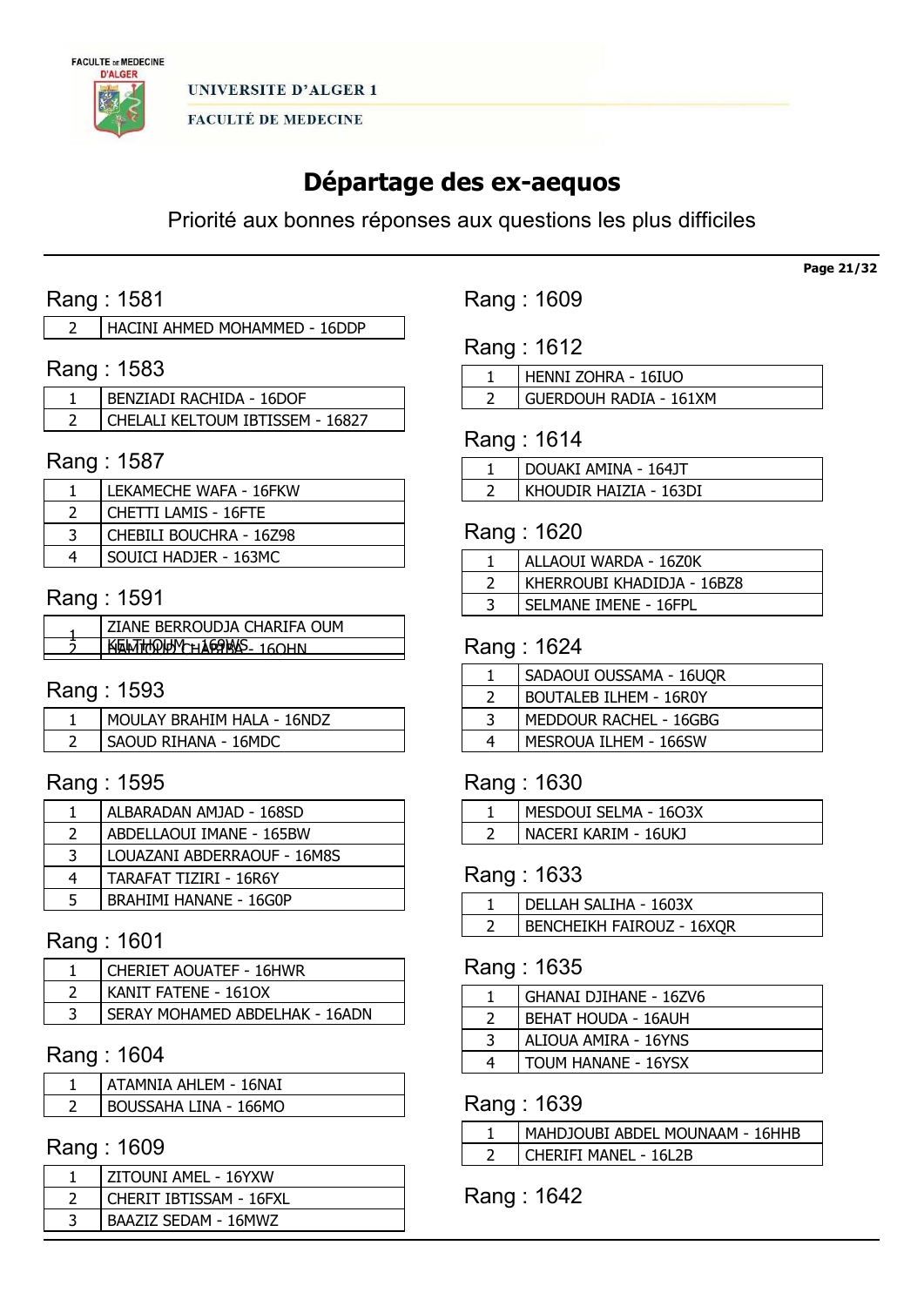# Départage des ex-aequos

Priorité aux bonnes réponses aux questions les plus difficiles

## Rang : 1581

| | |
|---|---|
| 2 | HACINI AHMED MOHAMMED - 16DDP |

## Rang : 1583

| | |
|---|---|
| 1 | BENZIADI RACHIDA - 16DOF |
| 2 | CHELALI KELTOUM IBTISSEM - 16827 |

## Rang : 1587

| | |
|---|---|
| 1 | LEKAMECHE WAFA - 16FKW |
| 2 | CHETTI LAMIS - 16FTE |
| 3 | CHEBILI BOUCHRA - 16Z98 |
| 4 | SOUICI HADJER - 163MC |

## Rang : 1591

| | |
|---|---|
| 1 | ZIANE BERROUDJA CHARIFA OUM KELTHOUM - 169WS |
| 2 | HAMIOUD CHARIBA - 16OHN |

## Rang : 1593

| | |
|---|---|
| 1 | MOULAY BRAHIM HALA - 16NDZ |
| 2 | SAOUD RIHANA - 16MDC |

## Rang : 1595

| | |
|---|---|
| 1 | ALBARADAN AMJAD - 168SD |
| 2 | ABDELLAOUI IMANE - 165BW |
| 3 | LOUAZANI ABDERRAOUF - 16M8S |
| 4 | TARAFAT TIZIRI - 16R6Y |
| 5 | BRAHIMI HANANE - 16G0P |

## Rang : 1601

| | |
|---|---|
| 1 | CHERIET AOUATEF - 16HWR |
| 2 | KANIT FATENE - 161OX |
| 3 | SERAY MOHAMED ABDELHAK - 16ADN |

## Rang : 1604

| | |
|---|---|
| 1 | ATAMNIA AHLEM - 16NAI |
| 2 | BOUSSAHA LINA - 166MO |

## Rang : 1609

| | |
|---|---|
| 1 | ZITOUNI AMEL - 16YXW |
| 2 | CHERIT IBTISSAM - 16FXL |
| 3 | BAAZIZ SEDAM - 16MWZ |

## Rang : 1609

## Rang : 1612

| | |
|---|---|
| 1 | HENNI ZOHRA - 16IUO |
| 2 | GUERDOUH RADIA - 161XM |

## Rang : 1614

| | |
|---|---|
| 1 | DOUAKI AMINA - 164JT |
| 2 | KHOUDIR HAIZIA - 163DI |

## Rang : 1620

| | |
|---|---|
| 1 | ALLAOUI WARDA - 16Z0K |
| 2 | KHERROUBI KHADIDJA - 16BZ8 |
| 3 | SELMANE IMENE - 16FPL |

## Rang : 1624

| | |
|---|---|
| 1 | SADAOUI OUSSAMA - 16UQR |
| 2 | BOUTALEB ILHEM - 16R0Y |
| 3 | MEDDOUR RACHEL - 16GBG |
| 4 | MESROUA ILHEM - 166SW |

## Rang : 1630

| | |
|---|---|
| 1 | MESDOUI SELMA - 16O3X |
| 2 | NACERI KARIM - 16UKJ |

## Rang : 1633

| | |
|---|---|
| 1 | DELLAH SALIHA - 1603X |
| 2 | BENCHEIKH FAIROUZ - 16XQR |

## Rang : 1635

| | |
|---|---|
| 1 | GHANAI DJIHANE - 16ZV6 |
| 2 | BEHAT HOUDA - 16AUH |
| 3 | ALIOUA AMIRA - 16YNS |
| 4 | TOUM HANANE - 16YSX |

## Rang : 1639

| | |
|---|---|
| 1 | MAHDJOUBI ABDEL MOUNAAM - 16HHB |
| 2 | CHERIFI MANEL - 16L2B |

## Rang : 1642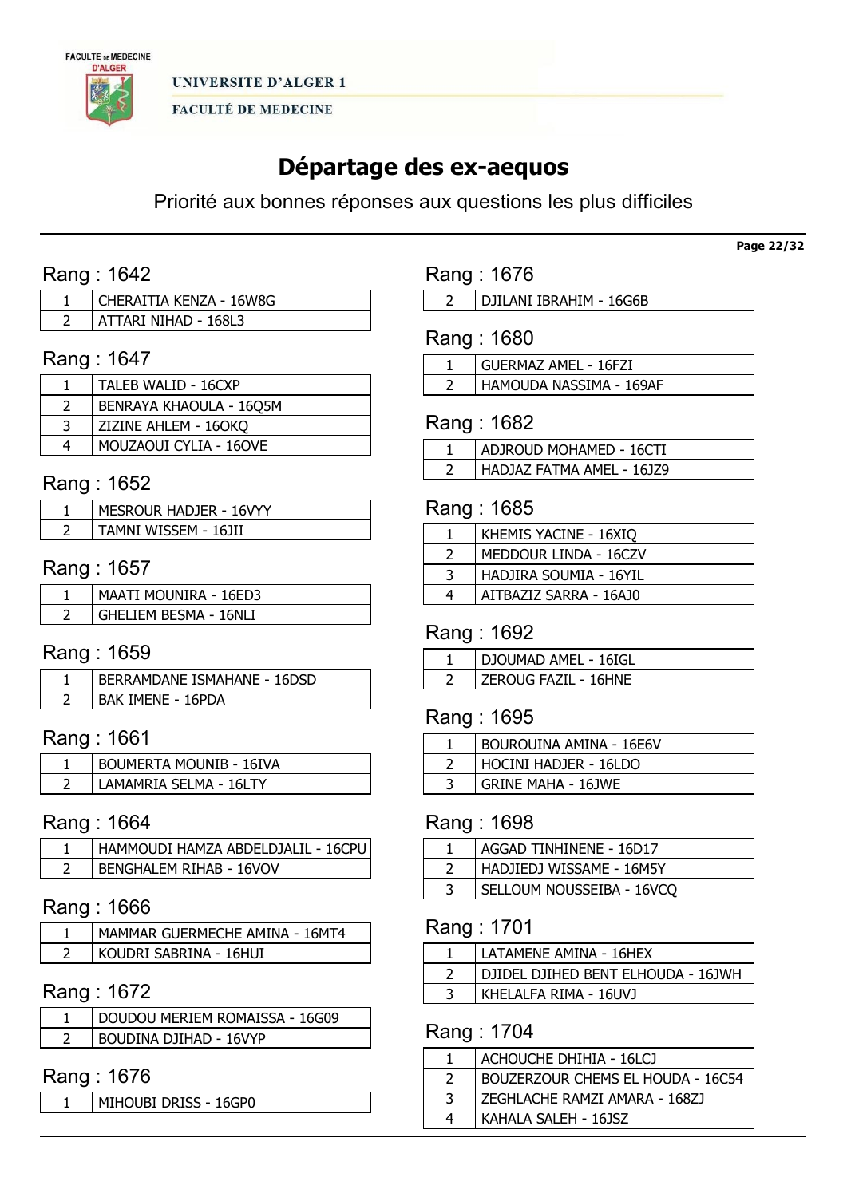UNIVERSITE D'ALGER 1

FACULTÉ DE MEDECINE

# Départage des ex-aequos

Priorité aux bonnes réponses aux questions les plus difficiles

## Rang : 1642

| | |
|---|---|
| 1 | CHERAITIA KENZA - 16W8G |
| 2 | ATTARI NIHAD - 168L3 |

## Rang : 1647

| | |
|---|---|
| 1 | TALEB WALID - 16CXP |
| 2 | BENRAYA KHAOULA - 16Q5M |
| 3 | ZIZINE AHLEM - 16OKQ |
| 4 | MOUZAOUI CYLIA - 16OVE |

## Rang : 1652

| | |
|---|---|
| 1 | MESROUR HADJER - 16VYY |
| 2 | TAMNI WISSEM - 16JII |

## Rang : 1657

| | |
|---|---|
| 1 | MAATI MOUNIRA - 16ED3 |
| 2 | GHELIEM BESMA - 16NLI |

## Rang : 1659

| | |
|---|---|
| 1 | BERRAMDANE ISMAHANE - 16DSD |
| 2 | BAK IMENE - 16PDA |

## Rang : 1661

| | |
|---|---|
| 1 | BOUMERTA MOUNIB - 16IVA |
| 2 | LAMAMRIA SELMA - 16LTY |

## Rang : 1664

| | |
|---|---|
| 1 | HAMMOUDI HAMZA ABDELDJALIL - 16CPU |
| 2 | BENGHALEM RIHAB - 16VOV |

## Rang : 1666

| | |
|---|---|
| 1 | MAMMAR GUERMECHE AMINA - 16MT4 |
| 2 | KOUDRI SABRINA - 16HUI |

## Rang : 1672

| | |
|---|---|
| 1 | DOUDOU MERIEM ROMAISSA - 16G09 |
| 2 | BOUDINA DJIHAD - 16VYP |

## Rang : 1676

| | |
|---|---|
| 1 | MIHOUBI DRISS - 16GP0 |
| 2 | DJILANI IBRAHIM - 16G6B |

## Rang : 1680

| | |
|---|---|
| 1 | GUERMAZ AMEL - 16FZI |
| 2 | HAMOUDA NASSIMA - 169AF |

## Rang : 1682

| | |
|---|---|
| 1 | ADJROUD MOHAMED - 16CTI |
| 2 | HADJAZ FATMA AMEL - 16JZ9 |

## Rang : 1685

| | |
|---|---|
| 1 | KHEMIS YACINE - 16XIQ |
| 2 | MEDDOUR LINDA - 16CZV |
| 3 | HADJIRA SOUMIA - 16YIL |
| 4 | AITBAZIZ SARRA - 16AJ0 |

## Rang : 1692

| | |
|---|---|
| 1 | DJOUMAD AMEL - 16IGL |
| 2 | ZEROUG FAZIL - 16HNE |

## Rang : 1695

| | |
|---|---|
| 1 | BOUROUINA AMINA - 16E6V |
| 2 | HOCINI HADJER - 16LDO |
| 3 | GRINE MAHA - 16JWE |

## Rang : 1698

| | |
|---|---|
| 1 | AGGAD TINHINENE - 16D17 |
| 2 | HADJIEDJ WISSAME - 16M5Y |
| 3 | SELLOUM NOUSSEIBA - 16VCQ |

## Rang : 1701

| | |
|---|---|
| 1 | LATAMENE AMINA - 16HEX |
| 2 | DJIDEL DJIHED BENT ELHOUDA - 16JWH |
| 3 | KHELALFA RIMA - 16UVJ |

## Rang : 1704

| | |
|---|---|
| 1 | ACHOUCHE DHIHIA - 16LCJ |
| 2 | BOUZERZOUR CHEMS EL HOUDA - 16C54 |
| 3 | ZEGHLACHE RAMZI AMARA - 168ZJ |
| 4 | KAHALA SALEH - 16JSZ |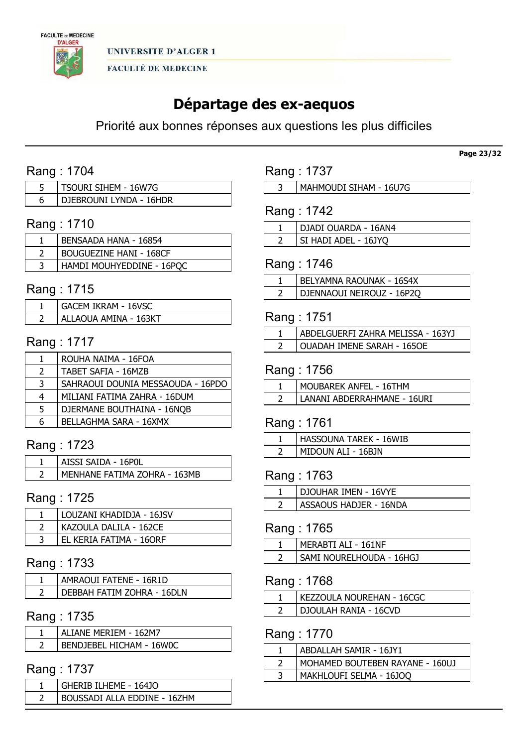UNIVERSITE D'ALGER 1

FACULTÉ DE MEDECINE

# Départage des ex-aequos

Priorité aux bonnes réponses aux questions les plus difficiles

## Rang : 1704

| | |
|---|---|
| 5 | TSOURI SIHEM - 16W7G |
| 6 | DJEBROUNI LYNDA - 16HDR |

## Rang : 1710

| | |
|---|---|
| 1 | BENSAADA HANA - 16854 |
| 2 | BOUGUEZINE HANI - 168CF |
| 3 | HAMDI MOUHYEDDINE - 16PQC |

## Rang : 1715

| | |
|---|---|
| 1 | GACEM IKRAM - 16VSC |
| 2 | ALLAOUA AMINA - 163KT |

## Rang : 1717

| | |
|---|---|
| 1 | ROUHA NAIMA - 16FOA |
| 2 | TABET SAFIA - 16MZB |
| 3 | SAHRAOUI DOUNIA MESSAOUDA - 16PDO |
| 4 | MILIANI FATIMA ZAHRA - 16DUM |
| 5 | DJERMANE BOUTHAINA - 16NQB |
| 6 | BELLAGHMA SARA - 16XMX |

## Rang : 1723

| | |
|---|---|
| 1 | AISSI SAIDA - 16P0L |
| 2 | MENHANE FATIMA ZOHRA - 163MB |

## Rang : 1725

| | |
|---|---|
| 1 | LOUZANI KHADIDJA - 16JSV |
| 2 | KAZOULA DALILA - 162CE |
| 3 | EL KERIA FATIMA - 16ORF |

## Rang : 1733

| | |
|---|---|
| 1 | AMRAOUI FATENE - 16R1D |
| 2 | DEBBAH FATIM ZOHRA - 16DLN |

## Rang : 1735

| | |
|---|---|
| 1 | ALIANE MERIEM - 162M7 |
| 2 | BENDJEBEL HICHAM - 16W0C |

## Rang : 1737

| | |
|---|---|
| 1 | GHERIB ILHEME - 164JO |
| 2 | BOUSSADI ALLA EDDINE - 16ZHM |
| 3 | MAHMOUDI SIHAM - 16U7G |

## Rang : 1742

| | |
|---|---|
| 1 | DJADI OUARDA - 16AN4 |
| 2 | SI HADI ADEL - 16JYQ |

## Rang : 1746

| | |
|---|---|
| 1 | BELYAMNA RAOUNAK - 16S4X |
| 2 | DJENNAOUI NEIROUZ - 16P2Q |

## Rang : 1751

| | |
|---|---|
| 1 | ABDELGUERFI ZAHRA MELISSA - 163YJ |
| 2 | OUADAH IMENE SARAH - 165OE |

## Rang : 1756

| | |
|---|---|
| 1 | MOUBAREK ANFEL - 16THM |
| 2 | LANANI ABDERRAHMANE - 16URI |

## Rang : 1761

| | |
|---|---|
| 1 | HASSOUNA TAREK - 16WIB |
| 2 | MIDOUN ALI - 16BJN |

## Rang : 1763

| | |
|---|---|
| 1 | DJOUHAR IMEN - 16VYE |
| 2 | ASSAOUS HADJER - 16NDA |

## Rang : 1765

| | |
|---|---|
| 1 | MERABTI ALI - 161NF |
| 2 | SAMI NOURELHOUDA - 16HGJ |

## Rang : 1768

| | |
|---|---|
| 1 | KEZZOULA NOUREHAN - 16CGC |
| 2 | DJOULAH RANIA - 16CVD |

## Rang : 1770

| | |
|---|---|
| 1 | ABDALLAH SAMIR - 16JY1 |
| 2 | MOHAMED BOUTEBEN RAYANE - 160UJ |
| 3 | MAKHLOUFI SELMA - 16JOQ |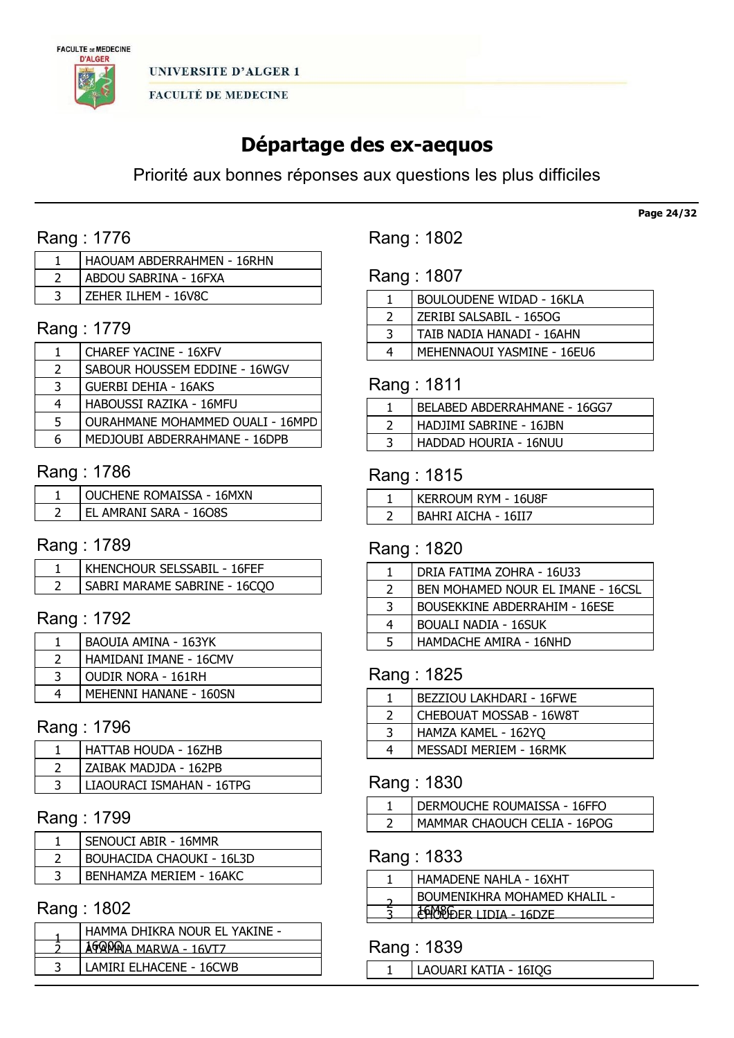UNIVERSITE D'ALGER 1

FACULTÉ DE MEDECINE

# Départage des ex-aequos

Priorité aux bonnes réponses aux questions les plus difficiles

## Rang : 1776

| | |
|---|---|
| 1 | HAOUAM ABDERRAHMEN - 16RHN |
| 2 | ABDOU SABRINA - 16FXA |
| 3 | ZEHER ILHEM - 16V8C |

## Rang : 1779

| | |
|---|---|
| 1 | CHAREF YACINE - 16XFV |
| 2 | SABOUR HOUSSEM EDDINE - 16WGV |
| 3 | GUERBI DEHIA - 16AKS |
| 4 | HABOUSSI RAZIKA - 16MFU |
| 5 | OURAHMANE MOHAMMED OUALI - 16MPD |
| 6 | MEDJOUBI ABDERRAHMANE - 16DPB |

## Rang : 1786

| | |
|---|---|
| 1 | OUCHENE ROMAISSA - 16MXN |
| 2 | EL AMRANI SARA - 16O8S |

## Rang : 1789

| | |
|---|---|
| 1 | KHENCHOUR SELSSABIL - 16FEF |
| 2 | SABRI MARAME SABRINE - 16CQO |

## Rang : 1792

| | |
|---|---|
| 1 | BAOUIA AMINA - 163YK |
| 2 | HAMIDANI IMANE - 16CMV |
| 3 | OUDIR NORA - 161RH |
| 4 | MEHENNI HANANE - 160SN |

## Rang : 1796

| | |
|---|---|
| 1 | HATTAB HOUDA - 16ZHB |
| 2 | ZAIBAK MADJDA - 162PB |
| 3 | LIAOURACI ISMAHAN - 16TPG |

## Rang : 1799

| | |
|---|---|
| 1 | SENOUCI ABIR - 16MMR |
| 2 | BOUHACIDA CHAOUKI - 16L3D |
| 3 | BENHAMZA MERIEM - 16AKC |

## Rang : 1802

| | |
|---|---|
| 1 | HAMMA DHIKRA NOUR EL YAKINE - 16QOQ |
| 2 | ATAMNA MARWA - 16VT7 |
| 3 | LAMIRI ELHACENE - 16CWB |

## Rang : 1802

## Rang : 1807

| | |
|---|---|
| 1 | BOULOUDENE WIDAD - 16KLA |
| 2 | ZERIBI SALSABIL - 165OG |
| 3 | TAIB NADIA HANADI - 16AHN |
| 4 | MEHENNAOUI YASMINE - 16EU6 |

## Rang : 1811

| | |
|---|---|
| 1 | BELABED ABDERRAHMANE - 16GG7 |
| 2 | HADJIMI SABRINE - 16JBN |
| 3 | HADDAD HOURIA - 16NUU |

## Rang : 1815

| | |
|---|---|
| 1 | KERROUM RYM - 16U8F |
| 2 | BAHRI AICHA - 16II7 |

## Rang : 1820

| | |
|---|---|
| 1 | DRIA FATIMA ZOHRA - 16U33 |
| 2 | BEN MOHAMED NOUR EL IMANE - 16CSL |
| 3 | BOUSEKKINE ABDERRAHIM - 16ESE |
| 4 | BOUALI NADIA - 16SUK |
| 5 | HAMDACHE AMIRA - 16NHD |

## Rang : 1825

| | |
|---|---|
| 1 | BEZZIOU LAKHDARI - 16FWE |
| 2 | CHEBOUAT MOSSAB - 16W8T |
| 3 | HAMZA KAMEL - 162YQ |
| 4 | MESSADI MERIEM - 16RMK |

## Rang : 1830

| | |
|---|---|
| 1 | DERMOUCHE ROUMAISSA - 16FFO |
| 2 | MAMMAR CHAOUCH CELIA - 16POG |

## Rang : 1833

| | |
|---|---|
| 1 | HAMADENE NAHLA - 16XHT |
| 2 | BOUMENIKHRA MOHAMED KHALIL - 16M8G |
| 3 | CHOUDER LIDIA - 16DZE |

## Rang : 1839

| | |
|---|---|
| 1 | LAOUARI KATIA - 16IQG |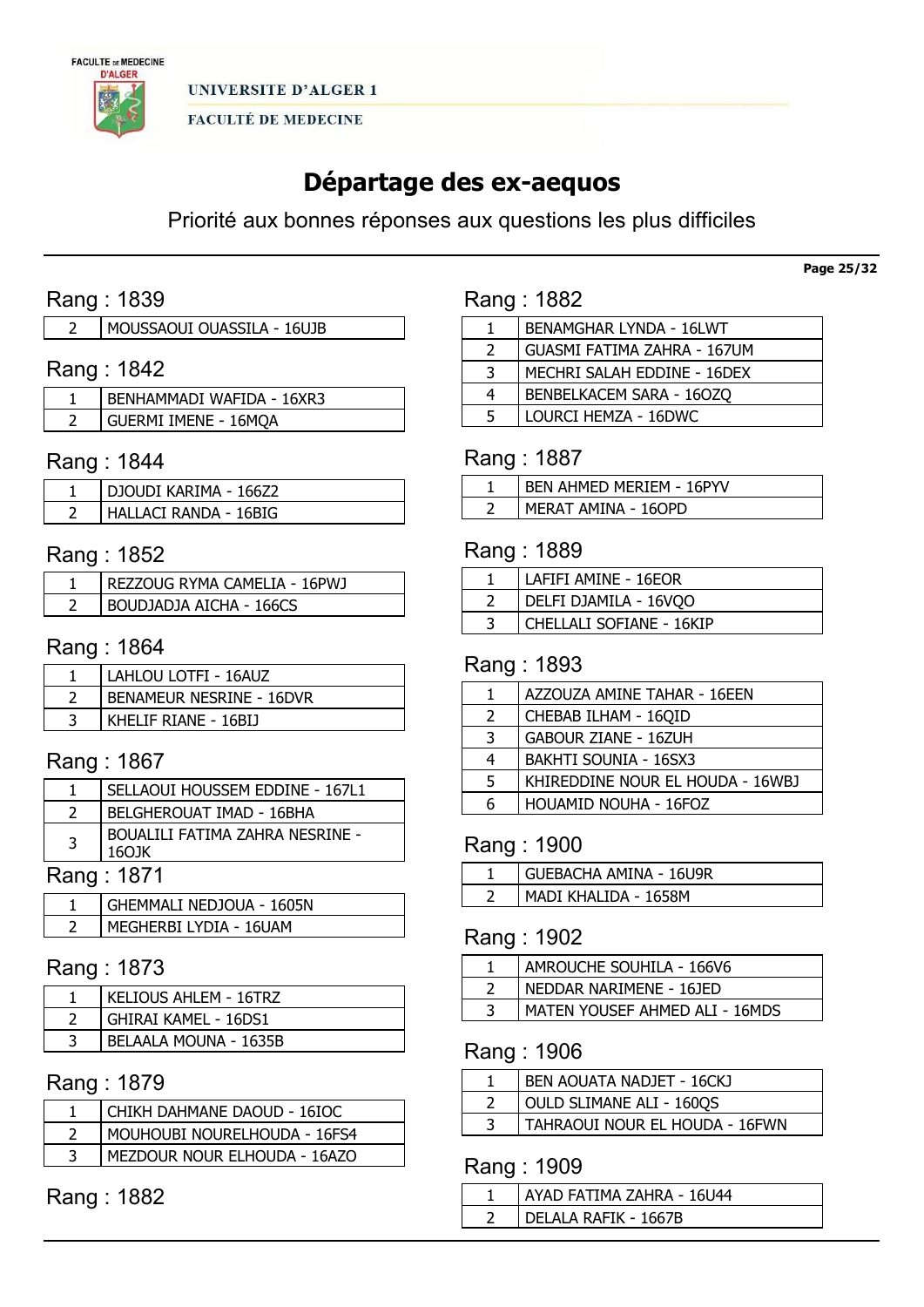UNIVERSITE D'ALGER 1

FACULTÉ DE MEDECINE

# Départage des ex-aequos

Priorité aux bonnes réponses aux questions les plus difficiles

## Rang : 1839

| | |
|---|---|
| 2 | MOUSSAOUI OUASSILA - 16UJB |

## Rang : 1842

| | |
|---|---|
| 1 | BENHAMMADI WAFIDA - 16XR3 |
| 2 | GUERMI IMENE - 16MQA |

## Rang : 1844

| | |
|---|---|
| 1 | DJOUDI KARIMA - 166Z2 |
| 2 | HALLACI RANDA - 16BIG |

## Rang : 1852

| | |
|---|---|
| 1 | REZZOUG RYMA CAMELIA - 16PWJ |
| 2 | BOUDJADJA AICHA - 166CS |

## Rang : 1864

| | |
|---|---|
| 1 | LAHLOU LOTFI - 16AUZ |
| 2 | BENAMEUR NESRINE - 16DVR |
| 3 | KHELIF RIANE - 16BIJ |

## Rang : 1867

| | |
|---|---|
| 1 | SELLAOUI HOUSSEM EDDINE - 167L1 |
| 2 | BELGHEROUAT IMAD - 16BHA |
| 3 | BOUALILI FATIMA ZAHRA NESRINE - 16OJK |

## Rang : 1871

| | |
|---|---|
| 1 | GHEMMALI NEDJOUA - 1605N |
| 2 | MEGHERBI LYDIA - 16UAM |

## Rang : 1873

| | |
|---|---|
| 1 | KELIOUS AHLEM - 16TRZ |
| 2 | GHIRAI KAMEL - 16DS1 |
| 3 | BELAALA MOUNA - 1635B |

## Rang : 1879

| | |
|---|---|
| 1 | CHIKH DAHMANE DAOUD - 16IOC |
| 2 | MOUHOUBI NOURELHOUDA - 16FS4 |
| 3 | MEZDOUR NOUR ELHOUDA - 16AZO |

## Rang : 1882

| | |
|---|---|
| 1 | BENAMGHAR LYNDA - 16LWT |
| 2 | GUASMI FATIMA ZAHRA - 167UM |
| 3 | MECHRI SALAH EDDINE - 16DEX |
| 4 | BENBELKACEM SARA - 16OZQ |
| 5 | LOURCI HEMZA - 16DWC |

## Rang : 1887

| | |
|---|---|
| 1 | BEN AHMED MERIEM - 16PYV |
| 2 | MERAT AMINA - 16OPD |

## Rang : 1889

| | |
|---|---|
| 1 | LAFIFI AMINE - 16EOR |
| 2 | DELFI DJAMILA - 16VQO |
| 3 | CHELLALI SOFIANE - 16KIP |

## Rang : 1893

| | |
|---|---|
| 1 | AZZOUZA AMINE TAHAR - 16EEN |
| 2 | CHEBAB ILHAM - 16QID |
| 3 | GABOUR ZIANE - 16ZUH |
| 4 | BAKHTI SOUNIA - 16SX3 |
| 5 | KHIREDDINE NOUR EL HOUDA - 16WBJ |
| 6 | HOUAMID NOUHA - 16FOZ |

## Rang : 1900

| | |
|---|---|
| 1 | GUEBACHA AMINA - 16U9R |
| 2 | MADI KHALIDA - 1658M |

## Rang : 1902

| | |
|---|---|
| 1 | AMROUCHE SOUHILA - 166V6 |
| 2 | NEDDAR NARIMENE - 16JED |
| 3 | MATEN YOUSEF AHMED ALI - 16MDS |

## Rang : 1906

| | |
|---|---|
| 1 | BEN AOUATA NADJET - 16CKJ |
| 2 | OULD SLIMANE ALI - 16OQS |
| 3 | TAHRAOUI NOUR EL HOUDA - 16FWN |

## Rang : 1909

| | |
|---|---|
| 1 | AYAD FATIMA ZAHRA - 16U44 |
| 2 | DELALA RAFIK - 1667B |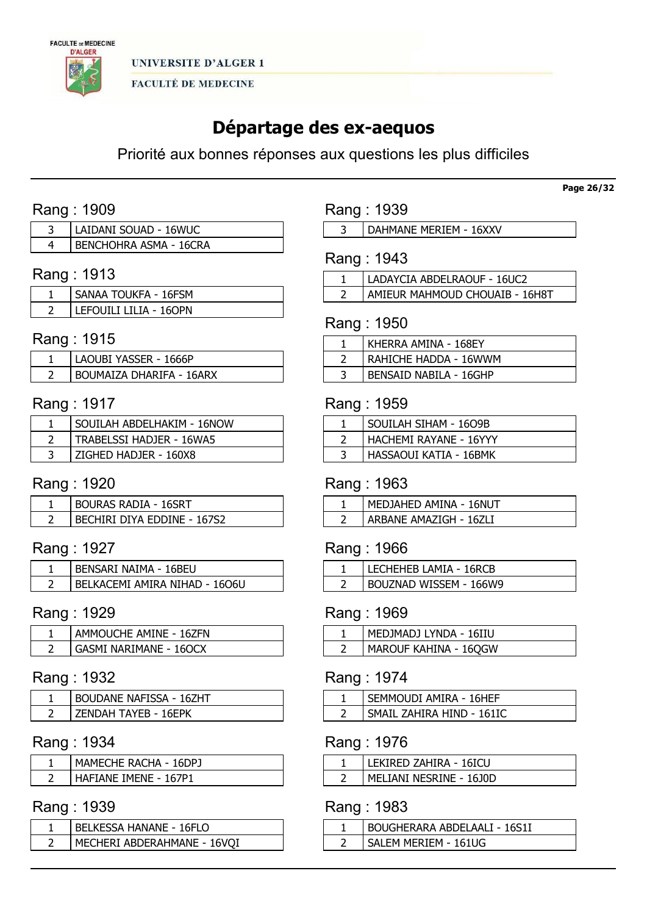# Départage des ex-aequos

Priorité aux bonnes réponses aux questions les plus difficiles

## Rang : 1909

| | |
|---|---|
| 3 | LAIDANI SOUAD - 16WUC |
| 4 | BENCHOHRA ASMA - 16CRA |

## Rang : 1913

| | |
|---|---|
| 1 | SANAA TOUKFA - 16FSM |
| 2 | LEFOUILI LILIA - 16OPN |

## Rang : 1915

| | |
|---|---|
| 1 | LAOUBI YASSER - 1666P |
| 2 | BOUMAIZA DHARIFA - 16ARX |

## Rang : 1917

| | |
|---|---|
| 1 | SOUILAH ABDELHAKIM - 16NOW |
| 2 | TRABELSSI HADJER - 16WA5 |
| 3 | ZIGHED HADJER - 160X8 |

## Rang : 1920

| | |
|---|---|
| 1 | BOURAS RADIA - 16SRT |
| 2 | BECHIRI DIYA EDDINE - 167S2 |

## Rang : 1927

| | |
|---|---|
| 1 | BENSARI NAIMA - 16BEU |
| 2 | BELKACEMI AMIRA NIHAD - 16O6U |

## Rang : 1929

| | |
|---|---|
| 1 | AMMOUCHE AMINE - 16ZFN |
| 2 | GASMI NARIMANE - 16OCX |

## Rang : 1932

| | |
|---|---|
| 1 | BOUDANE NAFISSA - 16ZHT |
| 2 | ZENDAH TAYEB - 16EPK |

## Rang : 1934

| | |
|---|---|
| 1 | MAMECHE RACHA - 16DPJ |
| 2 | HAFIANE IMENE - 167P1 |

## Rang : 1939

| | |
|---|---|
| 1 | BELKESSA HANANE - 16FLO |
| 2 | MECHERI ABDERAHMANE - 16VQI |

## Rang : 1939

| | |
|---|---|
| 3 | DAHMANE MERIEM - 16XXV |

## Rang : 1943

| | |
|---|---|
| 1 | LADAYCIA ABDELRAOUF - 16UC2 |
| 2 | AMIEUR MAHMOUD CHOUAIB - 16H8T |

## Rang : 1950

| | |
|---|---|
| 1 | KHERRA AMINA - 168EY |
| 2 | RAHICHE HADDA - 16WWM |
| 3 | BENSAID NABILA - 16GHP |

## Rang : 1959

| | |
|---|---|
| 1 | SOUILAH SIHAM - 16O9B |
| 2 | HACHEMI RAYANE - 16YYY |
| 3 | HASSAOUI KATIA - 16BMK |

## Rang : 1963

| | |
|---|---|
| 1 | MEDJAHED AMINA - 16NUT |
| 2 | ARBANE AMAZIGH - 16ZLI |

## Rang : 1966

| | |
|---|---|
| 1 | LECHEHEB LAMIA - 16RCB |
| 2 | BOUZNAD WISSEM - 166W9 |

## Rang : 1969

| | |
|---|---|
| 1 | MEDJMADJ LYNDA - 16IIU |
| 2 | MAROUF KAHINA - 16QGW |

## Rang : 1974

| | |
|---|---|
| 1 | SEMMOUDI AMIRA - 16HEF |
| 2 | SMAIL ZAHIRA HIND - 161IC |

## Rang : 1976

| | |
|---|---|
| 1 | LEKIRED ZAHIRA - 16ICU |
| 2 | MELIANI NESRINE - 16J0D |

## Rang : 1983

| | |
|---|---|
| 1 | BOUGHERARA ABDELAALI - 16S1I |
| 2 | SALEM MERIEM - 161UG |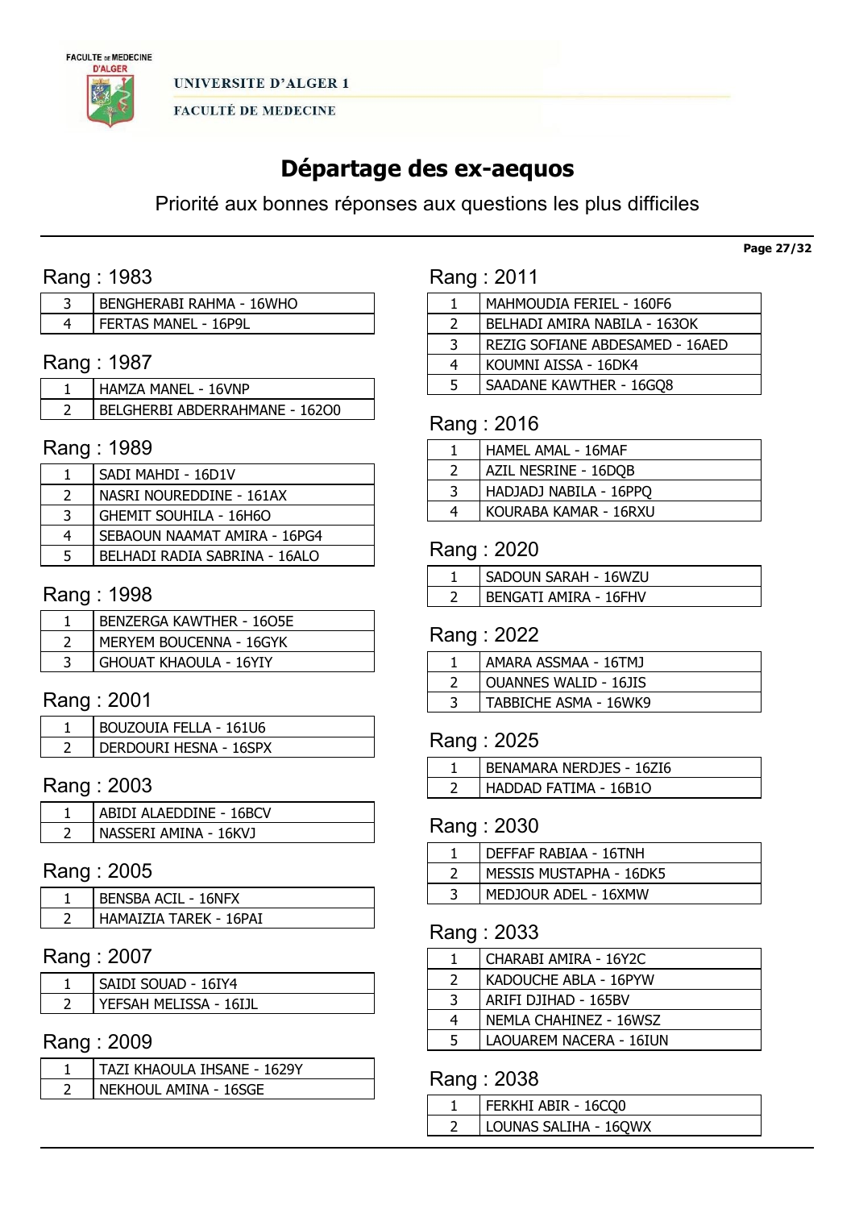# Départage des ex-aequos

Priorité aux bonnes réponses aux questions les plus difficiles

## Rang : 1983

| | |
|---|---|
| 3 | BENGHERABI RAHMA - 16WHO |
| 4 | FERTAS MANEL - 16P9L |

## Rang : 1987

| | |
|---|---|
| 1 | HAMZA MANEL - 16VNP |
| 2 | BELGHERBI ABDERRAHMANE - 162O0 |

## Rang : 1989

| | |
|---|---|
| 1 | SADI MAHDI - 16D1V |
| 2 | NASRI NOUREDDINE - 161AX |
| 3 | GHEMIT SOUHILA - 16H6O |
| 4 | SEBAOUN NAAMAT AMIRA - 16PG4 |
| 5 | BELHADI RADIA SABRINA - 16ALO |

## Rang : 1998

| | |
|---|---|
| 1 | BENZERGA KAWTHER - 16O5E |
| 2 | MERYEM BOUCENNA - 16GYK |
| 3 | GHOUAT KHAOULA - 16YIY |

## Rang : 2001

| | |
|---|---|
| 1 | BOUZOUIA FELLA - 161U6 |
| 2 | DERDOURI HESNA - 16SPX |

## Rang : 2003

| | |
|---|---|
| 1 | ABIDI ALAEDDINE - 16BCV |
| 2 | NASSERI AMINA - 16KVJ |

## Rang : 2005

| | |
|---|---|
| 1 | BENSBA ACIL - 16NFX |
| 2 | HAMAIZIA TAREK - 16PAI |

## Rang : 2007

| | |
|---|---|
| 1 | SAIDI SOUAD - 16IY4 |
| 2 | YEFSAH MELISSA - 16IJL |

## Rang : 2009

| | |
|---|---|
| 1 | TAZI KHAOULA IHSANE - 1629Y |
| 2 | NEKHOUL AMINA - 16SGE |

## Rang : 2011

| | |
|---|---|
| 1 | MAHMOUDIA FERIEL - 160F6 |
| 2 | BELHADI AMIRA NABILA - 163OK |
| 3 | REZIG SOFIANE ABDESAMED - 16AED |
| 4 | KOUMNI AISSA - 16DK4 |
| 5 | SAADANE KAWTHER - 16GQ8 |

## Rang : 2016

| | |
|---|---|
| 1 | HAMEL AMAL - 16MAF |
| 2 | AZIL NESRINE - 16DQB |
| 3 | HADJADJ NABILA - 16PPQ |
| 4 | KOURABA KAMAR - 16RXU |

## Rang : 2020

| | |
|---|---|
| 1 | SADOUN SARAH - 16WZU |
| 2 | BENGATI AMIRA - 16FHV |

## Rang : 2022

| | |
|---|---|
| 1 | AMARA ASSMAA - 16TMJ |
| 2 | OUANNES WALID - 16JIS |
| 3 | TABBICHE ASMA - 16WK9 |

## Rang : 2025

| | |
|---|---|
| 1 | BENAMARA NERDJES - 16ZI6 |
| 2 | HADDAD FATIMA - 16B1O |

## Rang : 2030

| | |
|---|---|
| 1 | DEFFAF RABIAA - 16TNH |
| 2 | MESSIS MUSTAPHA - 16DK5 |
| 3 | MEDJOUR ADEL - 16XMW |

## Rang : 2033

| | |
|---|---|
| 1 | CHARABI AMIRA - 16Y2C |
| 2 | KADOUCHE ABLA - 16PYW |
| 3 | ARIFI DJIHAD - 165BV |
| 4 | NEMLA CHAHINEZ - 16WSZ |
| 5 | LAOUAREM NACERA - 16IUN |

## Rang : 2038

| | |
|---|---|
| 1 | FERKHI ABIR - 16CQ0 |
| 2 | LOUNAS SALIHA - 16QWX |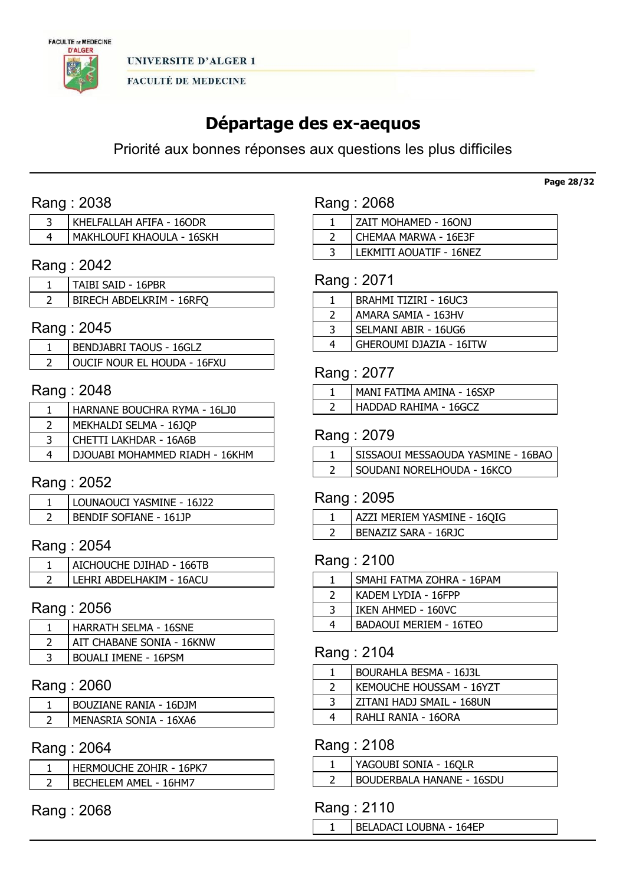# Départage des ex-aequos

Priorité aux bonnes réponses aux questions les plus difficiles

## Rang : 2038

| | |
|---|---|
| 3 | KHELFALLAH AFIFA - 16ODR |
| 4 | MAKHLOUFI KHAOULA - 16SKH |

## Rang : 2042

| | |
|---|---|
| 1 | TAIBI SAID - 16PBR |
| 2 | BIRECH ABDELKRIM - 16RFQ |

## Rang : 2045

| | |
|---|---|
| 1 | BENDJABRI TAOUS - 16GLZ |
| 2 | OUCIF NOUR EL HOUDA - 16FXU |

## Rang : 2048

| | |
|---|---|
| 1 | HARNANE BOUCHRA RYMA - 16LJ0 |
| 2 | MEKHALDI SELMA - 16JQP |
| 3 | CHETTI LAKHDAR - 16A6B |
| 4 | DJOUABI MOHAMMED RIADH - 16KHM |

## Rang : 2052

| | |
|---|---|
| 1 | LOUNAOUCI YASMINE - 16J22 |
| 2 | BENDIF SOFIANE - 161JP |

## Rang : 2054

| | |
|---|---|
| 1 | AICHOUCHE DJIHAD - 166TB |
| 2 | LEHRI ABDELHAKIM - 16ACU |

## Rang : 2056

| | |
|---|---|
| 1 | HARRATH SELMA - 16SNE |
| 2 | AIT CHABANE SONIA - 16KNW |
| 3 | BOUALI IMENE - 16PSM |

## Rang : 2060

| | |
|---|---|
| 1 | BOUZIANE RANIA - 16DJM |
| 2 | MENASRIA SONIA - 16XA6 |

## Rang : 2064

| | |
|---|---|
| 1 | HERMOUCHE ZOHIR - 16PK7 |
| 2 | BECHELEM AMEL - 16HM7 |

## Rang : 2068

| | |
|---|---|
| 1 | ZAIT MOHAMED - 16ONJ |
| 2 | CHEMAA MARWA - 16E3F |
| 3 | LEKMITI AOUATIF - 16NEZ |

## Rang : 2071

| | |
|---|---|
| 1 | BRAHMI TIZIRI - 16UC3 |
| 2 | AMARA SAMIA - 163HV |
| 3 | SELMANI ABIR - 16UG6 |
| 4 | GHEROUMI DJAZIA - 16ITW |

## Rang : 2077

| | |
|---|---|
| 1 | MANI FATIMA AMINA - 16SXP |
| 2 | HADDAD RAHIMA - 16GCZ |

## Rang : 2079

| | |
|---|---|
| 1 | SISSAOUI MESSAOUDA YASMINE - 16BAO |
| 2 | SOUDANI NORELHOUDA - 16KCO |

## Rang : 2095

| | |
|---|---|
| 1 | AZZI MERIEM YASMINE - 16QIG |
| 2 | BENAZIZ SARA - 16RJC |

## Rang : 2100

| | |
|---|---|
| 1 | SMAHI FATMA ZOHRA - 16PAM |
| 2 | KADEM LYDIA - 16FPP |
| 3 | IKEN AHMED - 160VC |
| 4 | BADAOUI MERIEM - 16TEO |

## Rang : 2104

| | |
|---|---|
| 1 | BOURAHLA BESMA - 16J3L |
| 2 | KEMOUCHE HOUSSAM - 16YZT |
| 3 | ZITANI HADJ SMAIL - 168UN |
| 4 | RAHLI RANIA - 16ORA |

## Rang : 2108

| | |
|---|---|
| 1 | YAGOUBI SONIA - 16QLR |
| 2 | BOUDERBALA HANANE - 16SDU |

## Rang : 2110

| | |
|---|---|
| 1 | BELADACI LOUBNA - 164EP |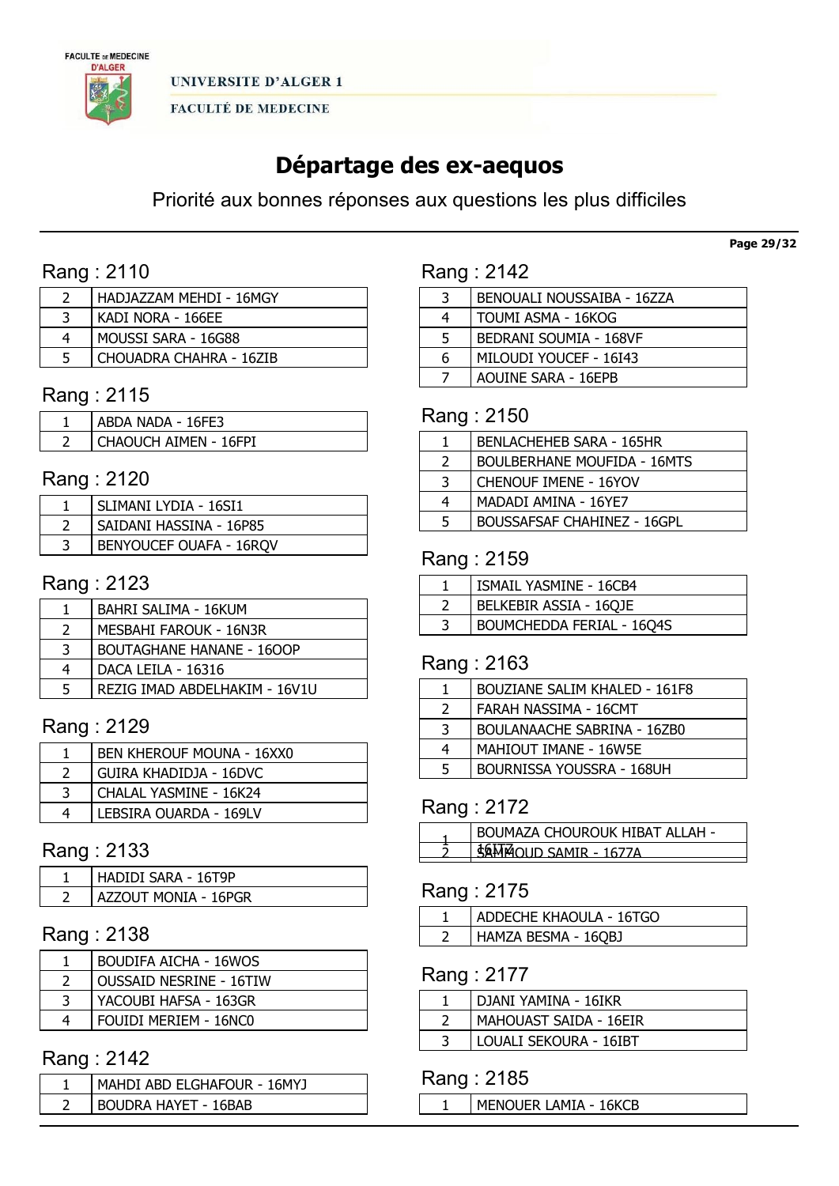UNIVERSITE D'ALGER 1

FACULTÉ DE MEDECINE

# Départage des ex-aequos

Priorité aux bonnes réponses aux questions les plus difficiles

## Rang : 2110

| | |
|---|---|
| 2 | HADJAZZAM MEHDI - 16MGY |
| 3 | KADI NORA - 166EE |
| 4 | MOUSSI SARA - 16G88 |
| 5 | CHOUADRA CHAHRA - 16ZIB |

## Rang : 2115

| | |
|---|---|
| 1 | ABDA NADA - 16FE3 |
| 2 | CHAOUCH AIMEN - 16FPI |

## Rang : 2120

| | |
|---|---|
| 1 | SLIMANI LYDIA - 16SI1 |
| 2 | SAIDANI HASSINA - 16P85 |
| 3 | BENYOUCEF OUAFA - 16RQV |

## Rang : 2123

| | |
|---|---|
| 1 | BAHRI SALIMA - 16KUM |
| 2 | MESBAHI FAROUK - 16N3R |
| 3 | BOUTAGHANE HANANE - 16OOP |
| 4 | DACA LEILA - 16316 |
| 5 | REZIG IMAD ABDELHAKIM - 16V1U |

## Rang : 2129

| | |
|---|---|
| 1 | BEN KHEROUF MOUNA - 16XX0 |
| 2 | GUIRA KHADIDJA - 16DVC |
| 3 | CHALAL YASMINE - 16K24 |
| 4 | LEBSIRA OUARDA - 169LV |

## Rang : 2133

| | |
|---|---|
| 1 | HADIDI SARA - 16T9P |
| 2 | AZZOUT MONIA - 16PGR |

## Rang : 2138

| | |
|---|---|
| 1 | BOUDIFA AICHA - 16WOS |
| 2 | OUSSAID NESRINE - 16TIW |
| 3 | YACOUBI HAFSA - 163GR |
| 4 | FOUIDI MERIEM - 16NC0 |

## Rang : 2142

| | |
|---|---|
| 1 | MAHDI ABD ELGHAFOUR - 16MYJ |
| 2 | BOUDRA HAYET - 16BAB |
| 3 | BENOUALI NOUSSAIBA - 16ZZA |
| 4 | TOUMI ASMA - 16KOG |
| 5 | BEDRANI SOUMIA - 168VF |
| 6 | MILOUDI YOUCEF - 16I43 |
| 7 | AOUINE SARA - 16EPB |

## Rang : 2150

| | |
|---|---|
| 1 | BENLACHEHEB SARA - 165HR |
| 2 | BOULBERHANE MOUFIDA - 16MTS |
| 3 | CHENOUF IMENE - 16YOV |
| 4 | MADADI AMINA - 16YE7 |
| 5 | BOUSSAFSAF CHAHINEZ - 16GPL |

## Rang : 2159

| | |
|---|---|
| 1 | ISMAIL YASMINE - 16CB4 |
| 2 | BELKEBIR ASSIA - 16QJE |
| 3 | BOUMCHEDDA FERIAL - 16Q4S |

## Rang : 2163

| | |
|---|---|
| 1 | BOUZIANE SALIM KHALED - 161F8 |
| 2 | FARAH NASSIMA - 16CMT |
| 3 | BOULANAACHE SABRINA - 16ZB0 |
| 4 | MAHIOUT IMANE - 16W5E |
| 5 | BOURNISSA YOUSSRA - 168UH |

## Rang : 2172

| | |
|---|---|
| 1 | BOUMAZA CHOUROUK HIBAT ALLAH - 16ITZ |
| 2 | SAMMOUD SAMIR - 1677A |

## Rang : 2175

| | |
|---|---|
| 1 | ADDECHE KHAOULA - 16TGO |
| 2 | HAMZA BESMA - 16QBJ |

## Rang : 2177

| | |
|---|---|
| 1 | DJANI YAMINA - 16IKR |
| 2 | MAHOUAST SAIDA - 16EIR |
| 3 | LOUALI SEKOURA - 16IBT |

## Rang : 2185

| | |
|---|---|
| 1 | MENOUER LAMIA - 16KCB |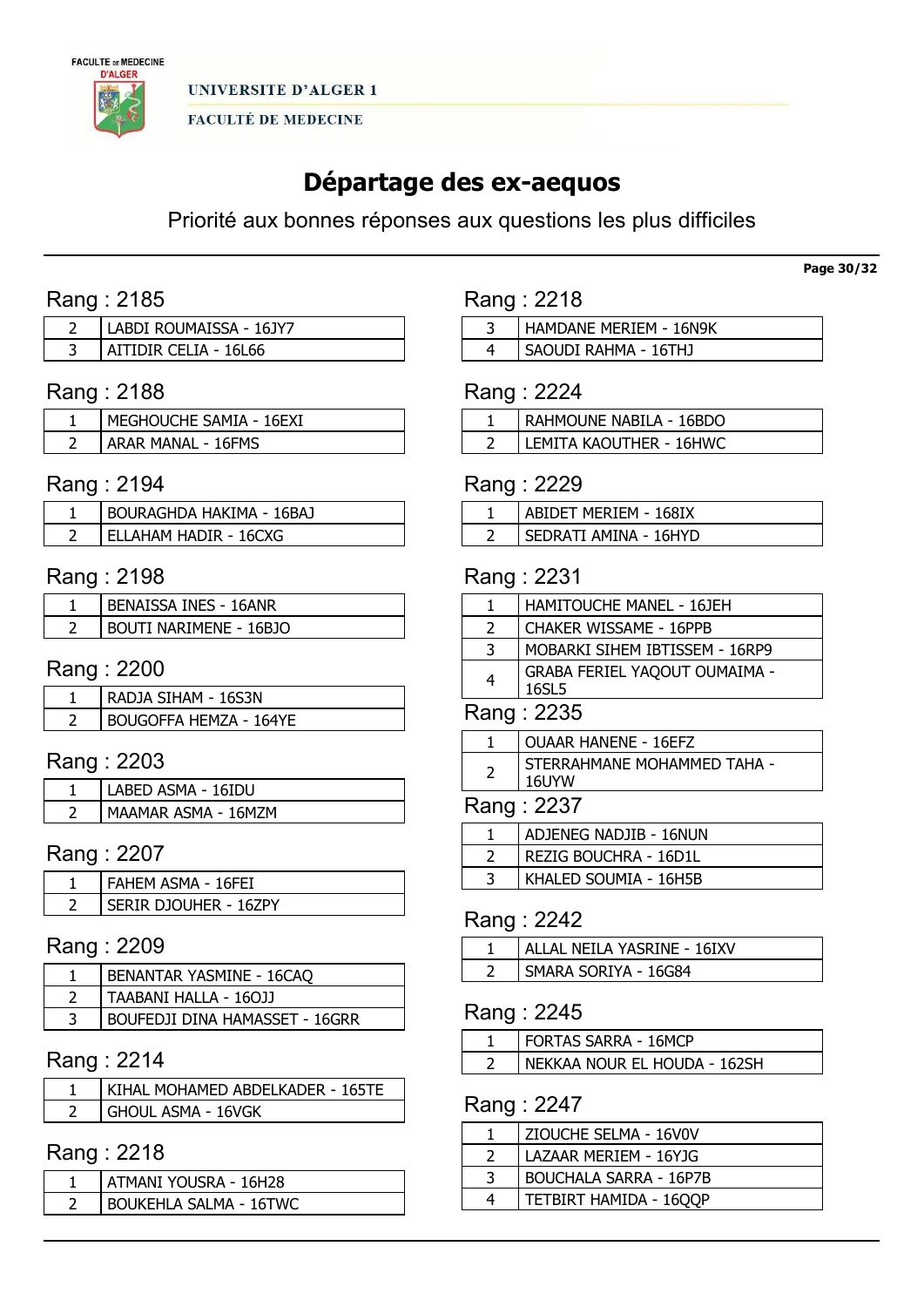UNIVERSITE D'ALGER 1

FACULTÉ DE MEDECINE

# Départage des ex-aequos

Priorité aux bonnes réponses aux questions les plus difficiles

## Rang : 2185

| | |
|---|---|
| 2 | LABDI ROUMAISSA - 16JY7 |
| 3 | AITIDIR CELIA - 16L66 |

## Rang : 2188

| | |
|---|---|
| 1 | MEGHOUCHE SAMIA - 16EXI |
| 2 | ARAR MANAL - 16FMS |

## Rang : 2194

| | |
|---|---|
| 1 | BOURAGHDA HAKIMA - 16BAJ |
| 2 | ELLAHAM HADIR - 16CXG |

## Rang : 2198

| | |
|---|---|
| 1 | BENAISSA INES - 16ANR |
| 2 | BOUTI NARIMENE - 16BJO |

## Rang : 2200

| | |
|---|---|
| 1 | RADJA SIHAM - 16S3N |
| 2 | BOUGOFFA HEMZA - 164YE |

## Rang : 2203

| | |
|---|---|
| 1 | LABED ASMA - 16IDU |
| 2 | MAAMAR ASMA - 16MZM |

## Rang : 2207

| | |
|---|---|
| 1 | FAHEM ASMA - 16FEI |
| 2 | SERIR DJOUHER - 16ZPY |

## Rang : 2209

| | |
|---|---|
| 1 | BENANTAR YASMINE - 16CAQ |
| 2 | TAABANI HALLA - 16OJJ |
| 3 | BOUFEDJI DINA HAMASSET - 16GRR |

## Rang : 2214

| | |
|---|---|
| 1 | KIHAL MOHAMED ABDELKADER - 165TE |
| 2 | GHOUL ASMA - 16VGK |

## Rang : 2218

| | |
|---|---|
| 1 | ATMANI YOUSRA - 16H28 |
| 2 | BOUKEHLA SALMA - 16TWC |
| 3 | HAMDANE MERIEM - 16N9K |
| 4 | SAOUDI RAHMA - 16THJ |

## Rang : 2224

| | |
|---|---|
| 1 | RAHMOUNE NABILA - 16BDO |
| 2 | LEMITA KAOUTHER - 16HWC |

## Rang : 2229

| | |
|---|---|
| 1 | ABIDET MERIEM - 168IX |
| 2 | SEDRATI AMINA - 16HYD |

## Rang : 2231

| | |
|---|---|
| 1 | HAMITOUCHE MANEL - 16JEH |
| 2 | CHAKER WISSAME - 16PPB |
| 3 | MOBARKI SIHEM IBTISSEM - 16RP9 |
| 4 | GRABA FERIEL YAQOUT OUMAIMA - 16SL5 |

## Rang : 2235

| | |
|---|---|
| 1 | OUAAR HANENE - 16EFZ |
| 2 | STERRAHMANE MOHAMMED TAHA - 16UYW |

## Rang : 2237

| | |
|---|---|
| 1 | ADJENEG NADJIB - 16NUN |
| 2 | REZIG BOUCHRA - 16D1L |
| 3 | KHALED SOUMIA - 16H5B |

## Rang : 2242

| | |
|---|---|
| 1 | ALLAL NEILA YASRINE - 16IXV |
| 2 | SMARA SORIYA - 16G84 |

## Rang : 2245

| | |
|---|---|
| 1 | FORTAS SARRA - 16MCP |
| 2 | NEKKAA NOUR EL HOUDA - 162SH |

## Rang : 2247

| | |
|---|---|
| 1 | ZIOUCHE SELMA - 16V0V |
| 2 | LAZAAR MERIEM - 16YJG |
| 3 | BOUCHALA SARRA - 16P7B |
| 4 | TETBIRT HAMIDA - 16QQP |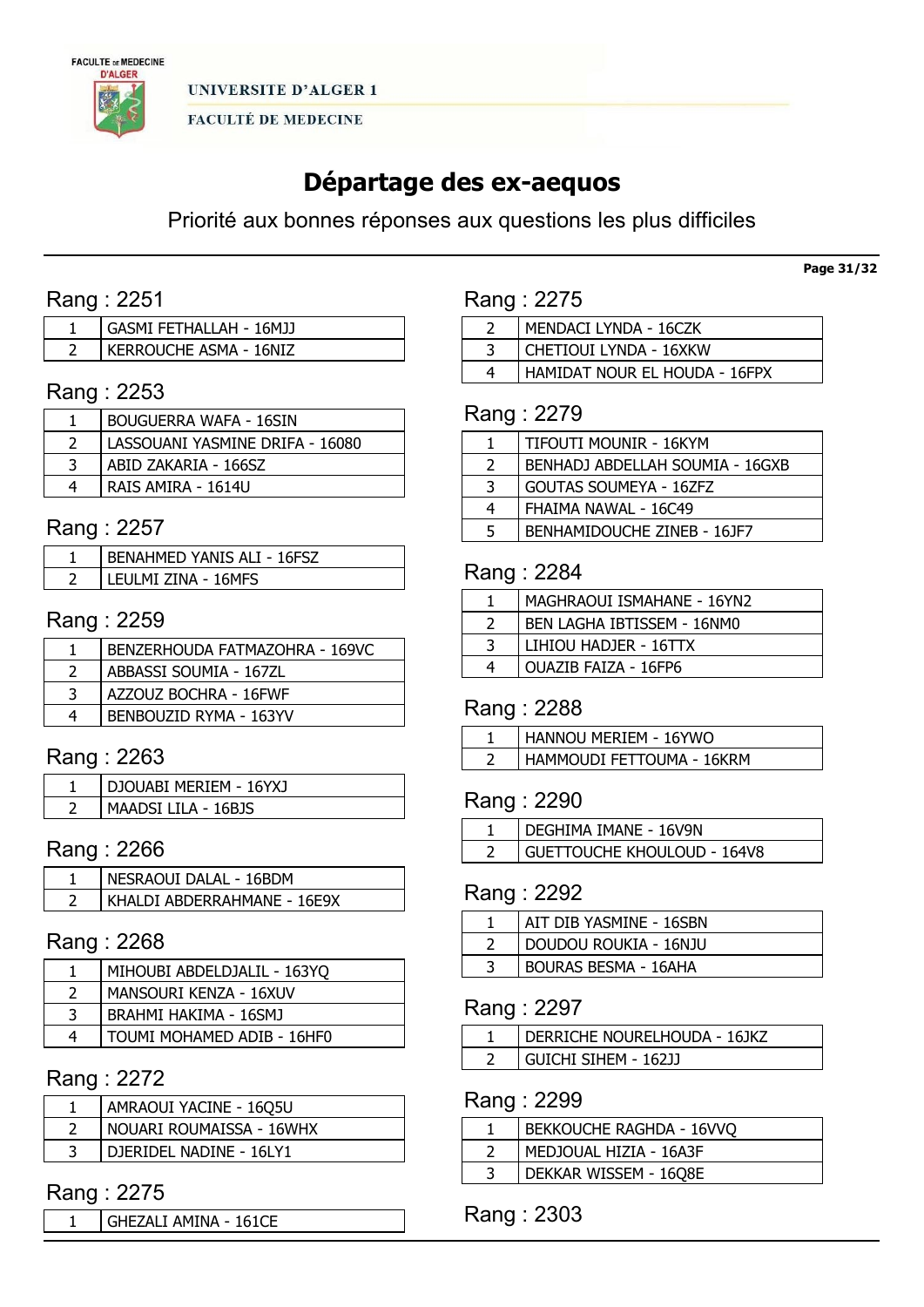# Départage des ex-aequos

Priorité aux bonnes réponses aux questions les plus difficiles

## Rang : 2251

| | |
|---|---|
| 1 | GASMI FETHALLAH - 16MJJ |
| 2 | KERROUCHE ASMA - 16NIZ |

## Rang : 2253

| | |
|---|---|
| 1 | BOUGUERRA WAFA - 16SIN |
| 2 | LASSOUANI YASMINE DRIFA - 16080 |
| 3 | ABID ZAKARIA - 166SZ |
| 4 | RAIS AMIRA - 1614U |

## Rang : 2257

| | |
|---|---|
| 1 | BENAHMED YANIS ALI - 16FSZ |
| 2 | LEULMI ZINA - 16MFS |

## Rang : 2259

| | |
|---|---|
| 1 | BENZERHOUDA FATMAZOHRA - 169VC |
| 2 | ABBASSI SOUMIA - 167ZL |
| 3 | AZZOUZ BOCHRA - 16FWF |
| 4 | BENBOUZID RYMA - 163YV |

## Rang : 2263

| | |
|---|---|
| 1 | DJOUABI MERIEM - 16YXJ |
| 2 | MAADSI LILA - 16BJS |

## Rang : 2266

| | |
|---|---|
| 1 | NESRAOUI DALAL - 16BDM |
| 2 | KHALDI ABDERRAHMANE - 16E9X |

## Rang : 2268

| | |
|---|---|
| 1 | MIHOUBI ABDELDJALIL - 163YQ |
| 2 | MANSOURI KENZA - 16XUV |
| 3 | BRAHMI HAKIMA - 16SMJ |
| 4 | TOUMI MOHAMED ADIB - 16HF0 |

## Rang : 2272

| | |
|---|---|
| 1 | AMRAOUI YACINE - 16Q5U |
| 2 | NOUARI ROUMAISSA - 16WHX |
| 3 | DJERIDEL NADINE - 16LY1 |

## Rang : 2275

| | |
|---|---|
| 1 | GHEZALI AMINA - 161CE |
| 2 | MENDACI LYNDA - 16CZK |
| 3 | CHETIOUI LYNDA - 16XKW |
| 4 | HAMIDAT NOUR EL HOUDA - 16FPX |

## Rang : 2279

| | |
|---|---|
| 1 | TIFOUTI MOUNIR - 16KYM |
| 2 | BENHADJ ABDELLAH SOUMIA - 16GXB |
| 3 | GOUTAS SOUMEYA - 16ZFZ |
| 4 | FHAIMA NAWAL - 16C49 |
| 5 | BENHAMIDOUCHE ZINEB - 16JF7 |

## Rang : 2284

| | |
|---|---|
| 1 | MAGHRAOUI ISMAHANE - 16YN2 |
| 2 | BEN LAGHA IBTISSEM - 16NM0 |
| 3 | LIHIOU HADJER - 16TTX |
| 4 | OUAZIB FAIZA - 16FP6 |

## Rang : 2288

| | |
|---|---|
| 1 | HANNOU MERIEM - 16YWO |
| 2 | HAMMOUDI FETTOUMA - 16KRM |

## Rang : 2290

| | |
|---|---|
| 1 | DEGHIMA IMANE - 16V9N |
| 2 | GUETTOUCHE KHOULOUD - 164V8 |

## Rang : 2292

| | |
|---|---|
| 1 | AIT DIB YASMINE - 16SBN |
| 2 | DOUDOU ROUKIA - 16NJU |
| 3 | BOURAS BESMA - 16AHA |

## Rang : 2297

| | |
|---|---|
| 1 | DERRICHE NOURELHOUDA - 16JKZ |
| 2 | GUICHI SIHEM - 162JJ |

## Rang : 2299

| | |
|---|---|
| 1 | BEKKOUCHE RAGHDA - 16VVQ |
| 2 | MEDJOUAL HIZIA - 16A3F |
| 3 | DEKKAR WISSEM - 16Q8E |

## Rang : 2303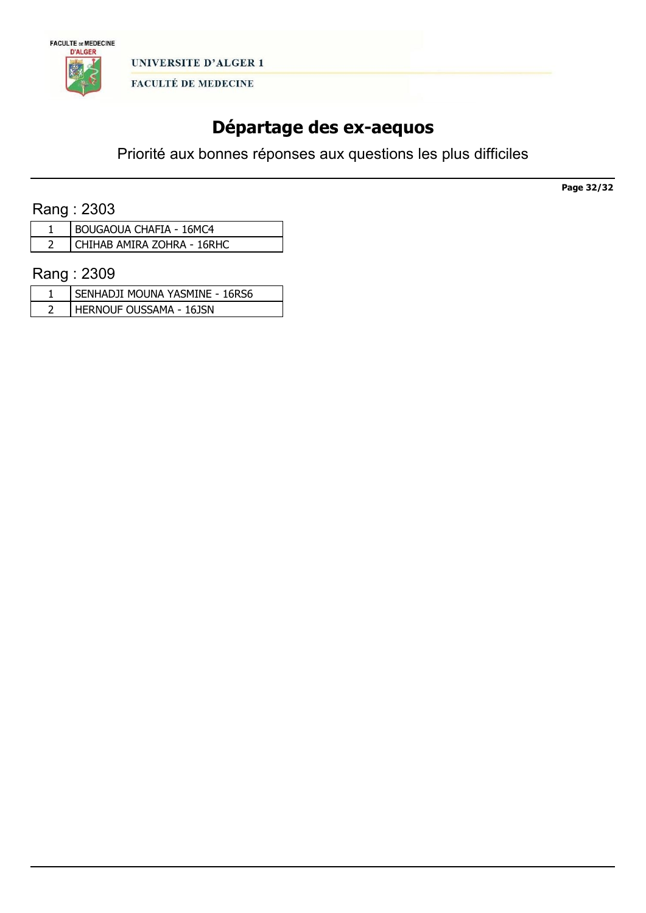UNIVERSITE D'ALGER 1

FACULTÉ DE MEDECINE

# Départage des ex-aequos

Priorité aux bonnes réponses aux questions les plus difficiles

## Rang : 2303

| | |
|---|---|
| 1 | BOUGAOUA CHAFIA - 16MC4 |
| 2 | CHIHAB AMIRA ZOHRA - 16RHC |

## Rang : 2309

| | |
|---|---|
| 1 | SENHADJI MOUNA YASMINE - 16RS6 |
| 2 | HERNOUF OUSSAMA - 16JSN |